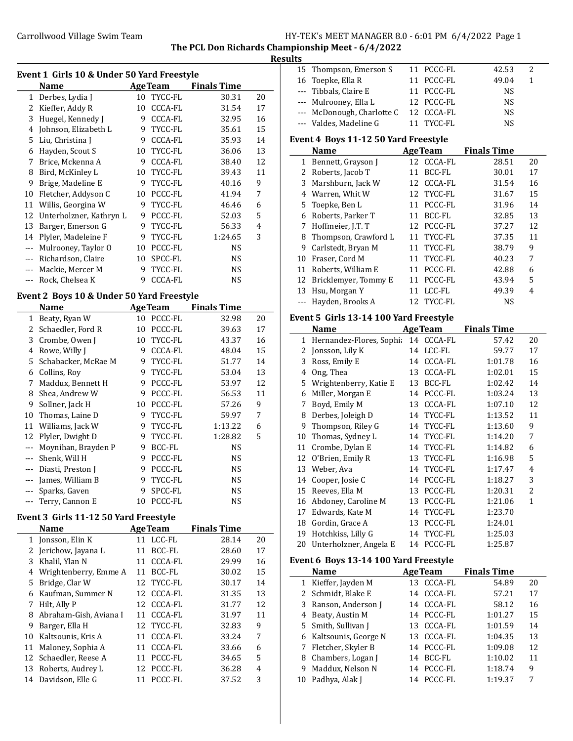The PCL Don Richards Championship Meet - 6/4/2022

Results

### Event 1 Girls 10 & Under 50 Yard Freestyle

| | Name | Age | Team | Finals Time | |
|---|---|---|---|---|---|
| 1 | Derbes, Lydia J | 10 | TYCC-FL | 30.31 | 20 |
| 2 | Kieffer, Addy R | 10 | CCCA-FL | 31.54 | 17 |
| 3 | Huegel, Kennedy J | 9 | CCCA-FL | 32.95 | 16 |
| 4 | Johnson, Elizabeth L | 9 | TYCC-FL | 35.61 | 15 |
| 5 | Liu, Christina J | 9 | CCCA-FL | 35.93 | 14 |
| 6 | Hayden, Scout S | 10 | TYCC-FL | 36.06 | 13 |
| 7 | Brice, Mckenna A | 9 | CCCA-FL | 38.40 | 12 |
| 8 | Bird, McKinley L | 10 | TYCC-FL | 39.43 | 11 |
| 9 | Brige, Madeline E | 9 | TYCC-FL | 40.16 | 9 |
| 10 | Fletcher, Addyson C | 10 | PCCC-FL | 41.94 | 7 |
| 11 | Willis, Georgina W | 9 | TYCC-FL | 46.46 | 6 |
| 12 | Unterholzner, Kathryn L | 9 | PCCC-FL | 52.03 | 5 |
| 13 | Barger, Emerson G | 9 | TYCC-FL | 56.33 | 4 |
| 14 | Plyler, Madeleine F | 9 | TYCC-FL | 1:24.65 | 3 |
| --- | Mulrooney, Taylor O | 10 | PCCC-FL | NS | |
| --- | Richardson, Claire | 10 | SPCC-FL | NS | |
| --- | Mackie, Mercer M | 9 | TYCC-FL | NS | |
| --- | Rock, Chelsea K | 9 | CCCA-FL | NS | |

### Event 2 Boys 10 & Under 50 Yard Freestyle

| | Name | Age | Team | Finals Time | |
|---|---|---|---|---|---|
| 1 | Beaty, Ryan W | 10 | PCCC-FL | 32.98 | 20 |
| 2 | Schaedler, Ford R | 10 | PCCC-FL | 39.63 | 17 |
| 3 | Crombe, Owen J | 10 | TYCC-FL | 43.37 | 16 |
| 4 | Rowe, Willy J | 9 | CCCA-FL | 48.04 | 15 |
| 5 | Schabacker, McRae M | 9 | TYCC-FL | 51.77 | 14 |
| 6 | Collins, Roy | 9 | TYCC-FL | 53.04 | 13 |
| 7 | Maddux, Bennett H | 9 | PCCC-FL | 53.97 | 12 |
| 8 | Shea, Andrew W | 9 | PCCC-FL | 56.53 | 11 |
| 9 | Sollner, Jack H | 10 | PCCC-FL | 57.26 | 9 |
| 10 | Thomas, Laine D | 9 | TYCC-FL | 59.97 | 7 |
| 11 | Williams, Jack W | 9 | TYCC-FL | 1:13.22 | 6 |
| 12 | Plyler, Dwight D | 9 | TYCC-FL | 1:28.82 | 5 |
| --- | Moynihan, Brayden P | 9 | BCC-FL | NS | |
| --- | Shenk, Will H | 9 | PCCC-FL | NS | |
| --- | Diasti, Preston J | 9 | PCCC-FL | NS | |
| --- | James, William B | 9 | TYCC-FL | NS | |
| --- | Sparks, Gaven | 9 | SPCC-FL | NS | |
| --- | Terry, Cannon E | 10 | PCCC-FL | NS | |

### Event 3 Girls 11-12 50 Yard Freestyle

| | Name | Age | Team | Finals Time | |
|---|---|---|---|---|---|
| 1 | Jonsson, Elin K | 11 | LCC-FL | 28.14 | 20 |
| 2 | Jerichow, Jayana L | 11 | BCC-FL | 28.60 | 17 |
| 3 | Khalil, Ylan N | 11 | CCCA-FL | 29.99 | 16 |
| 4 | Wrightenberry, Emme A | 11 | BCC-FL | 30.02 | 15 |
| 5 | Bridge, Clar W | 12 | TYCC-FL | 30.17 | 14 |
| 6 | Kaufman, Summer N | 12 | CCCA-FL | 31.35 | 13 |
| 7 | Hilt, Ally P | 12 | CCCA-FL | 31.77 | 12 |
| 8 | Abraham-Gish, Aviana I | 11 | CCCA-FL | 31.97 | 11 |
| 9 | Barger, Ella H | 12 | TYCC-FL | 32.83 | 9 |
| 10 | Kaltsounis, Kris A | 11 | CCCA-FL | 33.24 | 7 |
| 11 | Maloney, Sophia A | 11 | CCCA-FL | 33.66 | 6 |
| 12 | Schaedler, Reese A | 11 | PCCC-FL | 34.65 | 5 |
| 13 | Roberts, Audrey L | 12 | PCCC-FL | 36.28 | 4 |
| 14 | Davidson, Elle G | 11 | PCCC-FL | 37.52 | 3 |
| 15 | Thompson, Emerson S | 11 | PCCC-FL | 42.53 | 2 |
| 16 | Toepke, Ella R | 11 | PCCC-FL | 49.04 | 1 |
| --- | Tibbals, Claire E | 11 | PCCC-FL | NS | |
| --- | Mulrooney, Ella L | 12 | PCCC-FL | NS | |
| --- | McDonough, Charlotte C | 12 | CCCA-FL | NS | |
| --- | Valdes, Madeline G | 11 | TYCC-FL | NS | |

### Event 4 Boys 11-12 50 Yard Freestyle

| | Name | Age | Team | Finals Time | |
|---|---|---|---|---|---|
| 1 | Bennett, Grayson J | 12 | CCCA-FL | 28.51 | 20 |
| 2 | Roberts, Jacob T | 11 | BCC-FL | 30.01 | 17 |
| 3 | Marshburn, Jack W | 12 | CCCA-FL | 31.54 | 16 |
| 4 | Warren, Whit W | 12 | TYCC-FL | 31.67 | 15 |
| 5 | Toepke, Ben L | 11 | PCCC-FL | 31.96 | 14 |
| 6 | Roberts, Parker T | 11 | BCC-FL | 32.85 | 13 |
| 7 | Hoffmeier, J.T. T | 12 | PCCC-FL | 37.27 | 12 |
| 8 | Thompson, Crawford L | 11 | TYCC-FL | 37.35 | 11 |
| 9 | Carlstedt, Bryan M | 11 | TYCC-FL | 38.79 | 9 |
| 10 | Fraser, Cord M | 11 | TYCC-FL | 40.23 | 7 |
| 11 | Roberts, William E | 11 | PCCC-FL | 42.88 | 6 |
| 12 | Bricklemyer, Tommy E | 11 | PCCC-FL | 43.94 | 5 |
| 13 | Hsu, Morgan Y | 11 | LCC-FL | 49.39 | 4 |
| --- | Hayden, Brooks A | 12 | TYCC-FL | NS | |

### Event 5 Girls 13-14 100 Yard Freestyle

| | Name | Age | Team | Finals Time | |
|---|---|---|---|---|---|
| 1 | Hernandez-Flores, Sophia | 14 | CCCA-FL | 57.42 | 20 |
| 2 | Jonsson, Lily K | 14 | LCC-FL | 59.77 | 17 |
| 3 | Ross, Emily E | 14 | CCCA-FL | 1:01.78 | 16 |
| 4 | Ong, Thea | 13 | CCCA-FL | 1:02.01 | 15 |
| 5 | Wrightenberry, Katie E | 13 | BCC-FL | 1:02.42 | 14 |
| 6 | Miller, Morgan E | 14 | PCCC-FL | 1:03.24 | 13 |
| 7 | Boyd, Emily M | 13 | CCCA-FL | 1:07.10 | 12 |
| 8 | Derbes, Joleigh D | 14 | TYCC-FL | 1:13.52 | 11 |
| 9 | Thompson, Riley G | 14 | TYCC-FL | 1:13.60 | 9 |
| 10 | Thomas, Sydney L | 14 | TYCC-FL | 1:14.20 | 7 |
| 11 | Crombe, Dylan E | 14 | TYCC-FL | 1:14.82 | 6 |
| 12 | O'Brien, Emily R | 13 | TYCC-FL | 1:16.98 | 5 |
| 13 | Weber, Ava | 14 | TYCC-FL | 1:17.47 | 4 |
| 14 | Cooper, Josie C | 14 | PCCC-FL | 1:18.27 | 3 |
| 15 | Reeves, Ella M | 13 | PCCC-FL | 1:20.31 | 2 |
| 16 | Abdoney, Caroline M | 13 | PCCC-FL | 1:21.06 | 1 |
| 17 | Edwards, Kate M | 14 | TYCC-FL | 1:23.70 | |
| 18 | Gordin, Grace A | 13 | PCCC-FL | 1:24.01 | |
| 19 | Hotchkiss, Lilly G | 14 | TYCC-FL | 1:25.03 | |
| 20 | Unterholzner, Angela E | 14 | PCCC-FL | 1:25.87 | |

### Event 6 Boys 13-14 100 Yard Freestyle

| | Name | Age | Team | Finals Time | |
|---|---|---|---|---|---|
| 1 | Kieffer, Jayden M | 13 | CCCA-FL | 54.89 | 20 |
| 2 | Schmidt, Blake E | 14 | CCCA-FL | 57.21 | 17 |
| 3 | Ranson, Anderson J | 14 | CCCA-FL | 58.12 | 16 |
| 4 | Beaty, Austin M | 14 | PCCC-FL | 1:01.27 | 15 |
| 5 | Smith, Sullivan J | 13 | CCCA-FL | 1:01.59 | 14 |
| 6 | Kaltsounis, George N | 13 | CCCA-FL | 1:04.35 | 13 |
| 7 | Fletcher, Skyler B | 14 | PCCC-FL | 1:09.08 | 12 |
| 8 | Chambers, Logan J | 14 | BCC-FL | 1:10.02 | 11 |
| 9 | Maddux, Nelson N | 14 | PCCC-FL | 1:18.74 | 9 |
| 10 | Padhya, Alak J | 14 | PCCC-FL | 1:19.37 | 7 |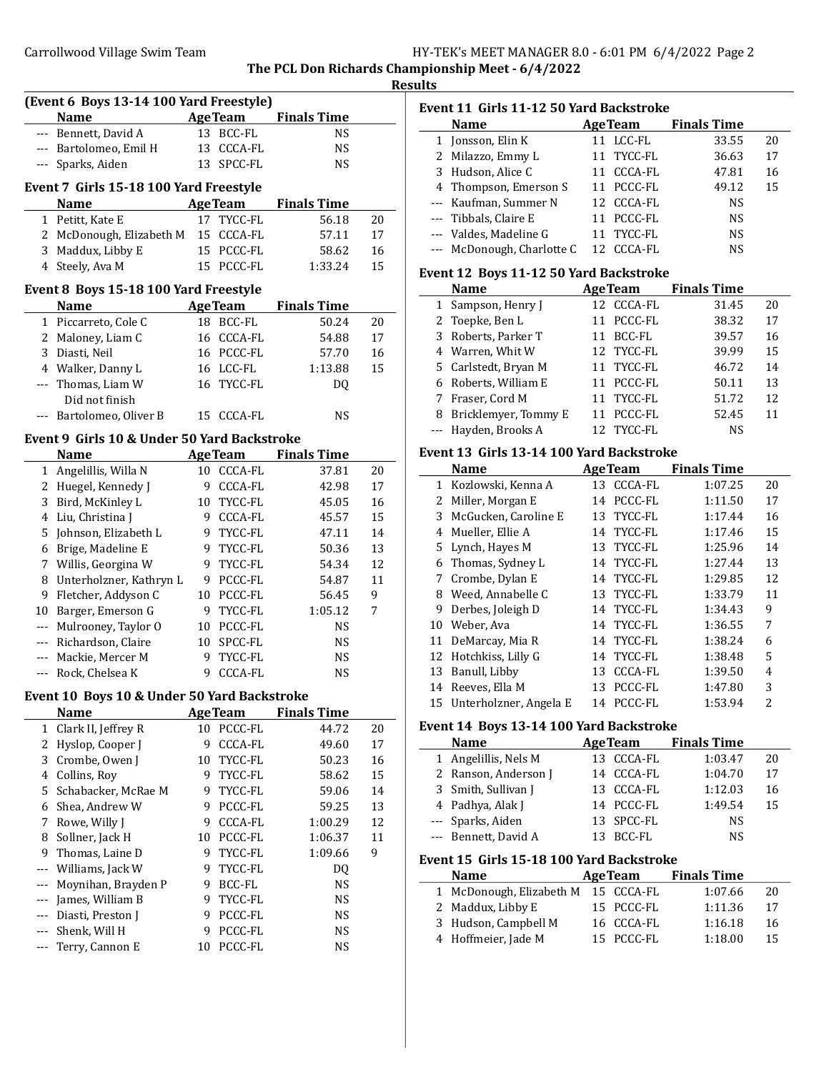**The PCL Don Richards Championship Meet - 6/4/2022**

**Results**

### (Event 6 Boys 13-14 100 Yard Freestyle)

| | Name | Age | Team | Finals Time | |
|---|---|---|---|---|---|
| --- | Bennett, David A | 13 | BCC-FL | NS | |
| --- | Bartolomeo, Emil H | 13 | CCCA-FL | NS | |
| --- | Sparks, Aiden | 13 | SPCC-FL | NS | |

### Event 7 Girls 15-18 100 Yard Freestyle

| | Name | Age | Team | Finals Time | |
|---|---|---|---|---|---|
| 1 | Petitt, Kate E | 17 | TYCC-FL | 56.18 | 20 |
| 2 | McDonough, Elizabeth M | 15 | CCCA-FL | 57.11 | 17 |
| 3 | Maddux, Libby E | 15 | PCCC-FL | 58.62 | 16 |
| 4 | Steely, Ava M | 15 | PCCC-FL | 1:33.24 | 15 |

### Event 8 Boys 15-18 100 Yard Freestyle

| | Name | Age | Team | Finals Time | |
|---|---|---|---|---|---|
| 1 | Piccarreto, Cole C | 18 | BCC-FL | 50.24 | 20 |
| 2 | Maloney, Liam C | 16 | CCCA-FL | 54.88 | 17 |
| 3 | Diasti, Neil | 16 | PCCC-FL | 57.70 | 16 |
| 4 | Walker, Danny L | 16 | LCC-FL | 1:13.88 | 15 |
| --- | Thomas, Liam W | 16 | TYCC-FL | DQ | |
| | Did not finish | | | | |
| --- | Bartolomeo, Oliver B | 15 | CCCA-FL | NS | |

### Event 9 Girls 10 & Under 50 Yard Backstroke

| | Name | Age | Team | Finals Time | |
|---|---|---|---|---|---|
| 1 | Angelillis, Willa N | 10 | CCCA-FL | 37.81 | 20 |
| 2 | Huegel, Kennedy J | 9 | CCCA-FL | 42.98 | 17 |
| 3 | Bird, McKinley L | 10 | TYCC-FL | 45.05 | 16 |
| 4 | Liu, Christina J | 9 | CCCA-FL | 45.57 | 15 |
| 5 | Johnson, Elizabeth L | 9 | TYCC-FL | 47.11 | 14 |
| 6 | Brige, Madeline E | 9 | TYCC-FL | 50.36 | 13 |
| 7 | Willis, Georgina W | 9 | TYCC-FL | 54.34 | 12 |
| 8 | Unterholzner, Kathryn L | 9 | PCCC-FL | 54.87 | 11 |
| 9 | Fletcher, Addyson C | 10 | PCCC-FL | 56.45 | 9 |
| 10 | Barger, Emerson G | 9 | TYCC-FL | 1:05.12 | 7 |
| --- | Mulrooney, Taylor O | 10 | PCCC-FL | NS | |
| --- | Richardson, Claire | 10 | SPCC-FL | NS | |
| --- | Mackie, Mercer M | 9 | TYCC-FL | NS | |
| --- | Rock, Chelsea K | 9 | CCCA-FL | NS | |

### Event 10 Boys 10 & Under 50 Yard Backstroke

| | Name | Age | Team | Finals Time | |
|---|---|---|---|---|---|
| 1 | Clark II, Jeffrey R | 10 | PCCC-FL | 44.72 | 20 |
| 2 | Hyslop, Cooper J | 9 | CCCA-FL | 49.60 | 17 |
| 3 | Crombe, Owen J | 10 | TYCC-FL | 50.23 | 16 |
| 4 | Collins, Roy | 9 | TYCC-FL | 58.62 | 15 |
| 5 | Schabacker, McRae M | 9 | TYCC-FL | 59.06 | 14 |
| 6 | Shea, Andrew W | 9 | PCCC-FL | 59.25 | 13 |
| 7 | Rowe, Willy J | 9 | CCCA-FL | 1:00.29 | 12 |
| 8 | Sollner, Jack H | 10 | PCCC-FL | 1:06.37 | 11 |
| 9 | Thomas, Laine D | 9 | TYCC-FL | 1:09.66 | 9 |
| --- | Williams, Jack W | 9 | TYCC-FL | DQ | |
| --- | Moynihan, Brayden P | 9 | BCC-FL | NS | |
| --- | James, William B | 9 | TYCC-FL | NS | |
| --- | Diasti, Preston J | 9 | PCCC-FL | NS | |
| --- | Shenk, Will H | 9 | PCCC-FL | NS | |
| --- | Terry, Cannon E | 10 | PCCC-FL | NS | |

### Event 11 Girls 11-12 50 Yard Backstroke

| | Name | Age | Team | Finals Time | |
|---|---|---|---|---|---|
| 1 | Jonsson, Elin K | 11 | LCC-FL | 33.55 | 20 |
| 2 | Milazzo, Emmy L | 11 | TYCC-FL | 36.63 | 17 |
| 3 | Hudson, Alice C | 11 | CCCA-FL | 47.81 | 16 |
| 4 | Thompson, Emerson S | 11 | PCCC-FL | 49.12 | 15 |
| --- | Kaufman, Summer N | 12 | CCCA-FL | NS | |
| --- | Tibbals, Claire E | 11 | PCCC-FL | NS | |
| --- | Valdes, Madeline G | 11 | TYCC-FL | NS | |
| --- | McDonough, Charlotte C | 12 | CCCA-FL | NS | |

### Event 12 Boys 11-12 50 Yard Backstroke

| | Name | Age | Team | Finals Time | |
|---|---|---|---|---|---|
| 1 | Sampson, Henry J | 12 | CCCA-FL | 31.45 | 20 |
| 2 | Toepke, Ben L | 11 | PCCC-FL | 38.32 | 17 |
| 3 | Roberts, Parker T | 11 | BCC-FL | 39.57 | 16 |
| 4 | Warren, Whit W | 12 | TYCC-FL | 39.99 | 15 |
| 5 | Carlstedt, Bryan M | 11 | TYCC-FL | 46.72 | 14 |
| 6 | Roberts, William E | 11 | PCCC-FL | 50.11 | 13 |
| 7 | Fraser, Cord M | 11 | TYCC-FL | 51.72 | 12 |
| 8 | Bricklemyer, Tommy E | 11 | PCCC-FL | 52.45 | 11 |
| --- | Hayden, Brooks A | 12 | TYCC-FL | NS | |

### Event 13 Girls 13-14 100 Yard Backstroke

| | Name | Age | Team | Finals Time | |
|---|---|---|---|---|---|
| 1 | Kozlowski, Kenna A | 13 | CCCA-FL | 1:07.25 | 20 |
| 2 | Miller, Morgan E | 14 | PCCC-FL | 1:11.50 | 17 |
| 3 | McGucken, Caroline E | 13 | TYCC-FL | 1:17.44 | 16 |
| 4 | Mueller, Ellie A | 14 | TYCC-FL | 1:17.46 | 15 |
| 5 | Lynch, Hayes M | 13 | TYCC-FL | 1:25.96 | 14 |
| 6 | Thomas, Sydney L | 14 | TYCC-FL | 1:27.44 | 13 |
| 7 | Crombe, Dylan E | 14 | TYCC-FL | 1:29.85 | 12 |
| 8 | Weed, Annabelle C | 13 | TYCC-FL | 1:33.79 | 11 |
| 9 | Derbes, Joleigh D | 14 | TYCC-FL | 1:34.43 | 9 |
| 10 | Weber, Ava | 14 | TYCC-FL | 1:36.55 | 7 |
| 11 | DeMarcay, Mia R | 14 | TYCC-FL | 1:38.24 | 6 |
| 12 | Hotchkiss, Lilly G | 14 | TYCC-FL | 1:38.48 | 5 |
| 13 | Banull, Libby | 13 | CCCA-FL | 1:39.50 | 4 |
| 14 | Reeves, Ella M | 13 | PCCC-FL | 1:47.80 | 3 |
| 15 | Unterholzner, Angela E | 14 | PCCC-FL | 1:53.94 | 2 |

### Event 14 Boys 13-14 100 Yard Backstroke

| | Name | Age | Team | Finals Time | |
|---|---|---|---|---|---|
| 1 | Angelillis, Nels M | 13 | CCCA-FL | 1:03.47 | 20 |
| 2 | Ranson, Anderson J | 14 | CCCA-FL | 1:04.70 | 17 |
| 3 | Smith, Sullivan J | 13 | CCCA-FL | 1:12.03 | 16 |
| 4 | Padhya, Alak J | 14 | PCCC-FL | 1:49.54 | 15 |
| --- | Sparks, Aiden | 13 | SPCC-FL | NS | |
| --- | Bennett, David A | 13 | BCC-FL | NS | |

### Event 15 Girls 15-18 100 Yard Backstroke

| | Name | Age | Team | Finals Time | |
|---|---|---|---|---|---|
| 1 | McDonough, Elizabeth M | 15 | CCCA-FL | 1:07.66 | 20 |
| 2 | Maddux, Libby E | 15 | PCCC-FL | 1:11.36 | 17 |
| 3 | Hudson, Campbell M | 16 | CCCA-FL | 1:16.18 | 16 |
| 4 | Hoffmeier, Jade M | 15 | PCCC-FL | 1:18.00 | 15 |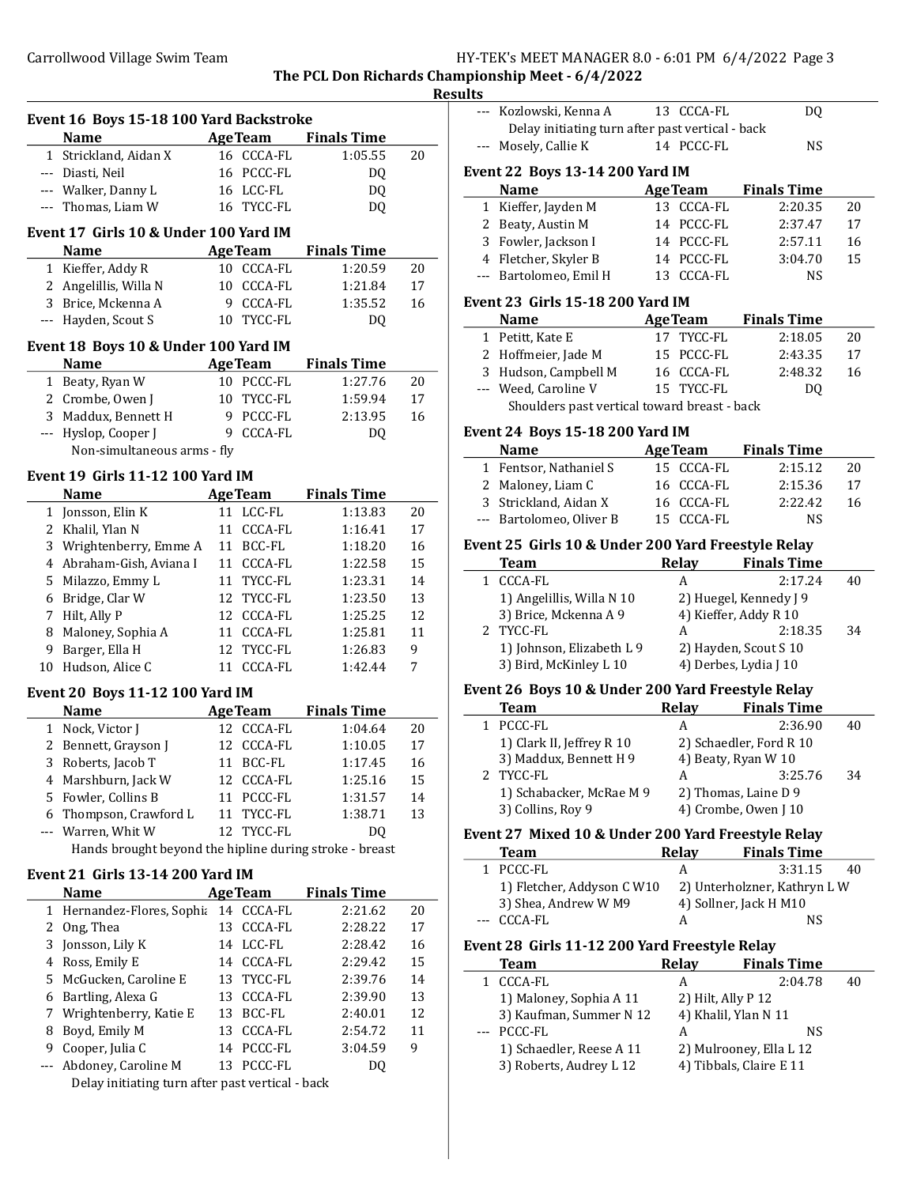## Event 16 Boys 15-18 100 Yard Backstroke

| | Name | Age | Team | Finals Time | |
|---|---|---|---|---|---|
| 1 | Strickland, Aidan X | 16 | CCCA-FL | 1:05.55 | 20 |
| --- | Diasti, Neil | 16 | PCCC-FL | DQ | |
| --- | Walker, Danny L | 16 | LCC-FL | DQ | |
| --- | Thomas, Liam W | 16 | TYCC-FL | DQ | |

## Event 17 Girls 10 & Under 100 Yard IM

| | Name | Age | Team | Finals Time | |
|---|---|---|---|---|---|
| 1 | Kieffer, Addy R | 10 | CCCA-FL | 1:20.59 | 20 |
| 2 | Angelillis, Willa N | 10 | CCCA-FL | 1:21.84 | 17 |
| 3 | Brice, Mckenna A | 9 | CCCA-FL | 1:35.52 | 16 |
| --- | Hayden, Scout S | 10 | TYCC-FL | DQ | |

## Event 18 Boys 10 & Under 100 Yard IM

| | Name | Age | Team | Finals Time | |
|---|---|---|---|---|---|
| 1 | Beaty, Ryan W | 10 | PCCC-FL | 1:27.76 | 20 |
| 2 | Crombe, Owen J | 10 | TYCC-FL | 1:59.94 | 17 |
| 3 | Maddux, Bennett H | 9 | PCCC-FL | 2:13.95 | 16 |
| --- | Hyslop, Cooper J | 9 | CCCA-FL | DQ | |

Non-simultaneous arms - fly

## Event 19 Girls 11-12 100 Yard IM

| | Name | Age | Team | Finals Time | |
|---|---|---|---|---|---|
| 1 | Jonsson, Elin K | 11 | LCC-FL | 1:13.83 | 20 |
| 2 | Khalil, Ylan N | 11 | CCCA-FL | 1:16.41 | 17 |
| 3 | Wrightenberry, Emme A | 11 | BCC-FL | 1:18.20 | 16 |
| 4 | Abraham-Gish, Aviana I | 11 | CCCA-FL | 1:22.58 | 15 |
| 5 | Milazzo, Emmy L | 11 | TYCC-FL | 1:23.31 | 14 |
| 6 | Bridge, Clar W | 12 | TYCC-FL | 1:23.50 | 13 |
| 7 | Hilt, Ally P | 12 | CCCA-FL | 1:25.25 | 12 |
| 8 | Maloney, Sophia A | 11 | CCCA-FL | 1:25.81 | 11 |
| 9 | Barger, Ella H | 12 | TYCC-FL | 1:26.83 | 9 |
| 10 | Hudson, Alice C | 11 | CCCA-FL | 1:42.44 | 7 |

## Event 20 Boys 11-12 100 Yard IM

| | Name | Age | Team | Finals Time | |
|---|---|---|---|---|---|
| 1 | Nock, Victor J | 12 | CCCA-FL | 1:04.64 | 20 |
| 2 | Bennett, Grayson J | 12 | CCCA-FL | 1:10.05 | 17 |
| 3 | Roberts, Jacob T | 11 | BCC-FL | 1:17.45 | 16 |
| 4 | Marshburn, Jack W | 12 | CCCA-FL | 1:25.16 | 15 |
| 5 | Fowler, Collins B | 11 | PCCC-FL | 1:31.57 | 14 |
| 6 | Thompson, Crawford L | 11 | TYCC-FL | 1:38.71 | 13 |
| --- | Warren, Whit W | 12 | TYCC-FL | DQ | |

Hands brought beyond the hipline during stroke - breast

## Event 21 Girls 13-14 200 Yard IM

| | Name | Age | Team | Finals Time | |
|---|---|---|---|---|---|
| 1 | Hernandez-Flores, Sophia | 14 | CCCA-FL | 2:21.62 | 20 |
| 2 | Ong, Thea | 13 | CCCA-FL | 2:28.22 | 17 |
| 3 | Jonsson, Lily K | 14 | LCC-FL | 2:28.42 | 16 |
| 4 | Ross, Emily E | 14 | CCCA-FL | 2:29.42 | 15 |
| 5 | McGucken, Caroline E | 13 | TYCC-FL | 2:39.76 | 14 |
| 6 | Bartling, Alexa G | 13 | CCCA-FL | 2:39.90 | 13 |
| 7 | Wrightenberry, Katie E | 13 | BCC-FL | 2:40.01 | 12 |
| 8 | Boyd, Emily M | 13 | CCCA-FL | 2:54.72 | 11 |
| 9 | Cooper, Julia C | 14 | PCCC-FL | 3:04.59 | 9 |
| --- | Abdoney, Caroline M | 13 | PCCC-FL | DQ | |
| --- | Kozlowski, Kenna A | 13 | CCCA-FL | DQ | |
| --- | Mosely, Callie K | 14 | PCCC-FL | NS | |

Abdoney, Caroline M: Delay initiating turn after past vertical - back

Kozlowski, Kenna A: Delay initiating turn after past vertical - back

## Event 22 Boys 13-14 200 Yard IM

| | Name | Age | Team | Finals Time | |
|---|---|---|---|---|---|
| 1 | Kieffer, Jayden M | 13 | CCCA-FL | 2:20.35 | 20 |
| 2 | Beaty, Austin M | 14 | PCCC-FL | 2:37.47 | 17 |
| 3 | Fowler, Jackson I | 14 | PCCC-FL | 2:57.11 | 16 |
| 4 | Fletcher, Skyler B | 14 | PCCC-FL | 3:04.70 | 15 |
| --- | Bartolomeo, Emil H | 13 | CCCA-FL | NS | |

## Event 23 Girls 15-18 200 Yard IM

| | Name | Age | Team | Finals Time | |
|---|---|---|---|---|---|
| 1 | Petitt, Kate E | 17 | TYCC-FL | 2:18.05 | 20 |
| 2 | Hoffmeier, Jade M | 15 | PCCC-FL | 2:43.35 | 17 |
| 3 | Hudson, Campbell M | 16 | CCCA-FL | 2:48.32 | 16 |
| --- | Weed, Caroline V | 15 | TYCC-FL | DQ | |

Shoulders past vertical toward breast - back

## Event 24 Boys 15-18 200 Yard IM

| | Name | Age | Team | Finals Time | |
|---|---|---|---|---|---|
| 1 | Fentsor, Nathaniel S | 15 | CCCA-FL | 2:15.12 | 20 |
| 2 | Maloney, Liam C | 16 | CCCA-FL | 2:15.36 | 17 |
| 3 | Strickland, Aidan X | 16 | CCCA-FL | 2:22.42 | 16 |
| --- | Bartolomeo, Oliver B | 15 | CCCA-FL | NS | |

## Event 25 Girls 10 & Under 200 Yard Freestyle Relay

| | Team | Relay | Finals Time | |
|---|---|---|---|---|
| 1 | CCCA-FL | A | 2:17.24 | 40 |
| | 1) Angelillis, Willa N 10 | 2) Huegel, Kennedy J 9 | | |
| | 3) Brice, Mckenna A 9 | 4) Kieffer, Addy R 10 | | |
| 2 | TYCC-FL | A | 2:18.35 | 34 |
| | 1) Johnson, Elizabeth L 9 | 2) Hayden, Scout S 10 | | |
| | 3) Bird, McKinley L 10 | 4) Derbes, Lydia J 10 | | |

## Event 26 Boys 10 & Under 200 Yard Freestyle Relay

| | Team | Relay | Finals Time | |
|---|---|---|---|---|
| 1 | PCCC-FL | A | 2:36.90 | 40 |
| | 1) Clark II, Jeffrey R 10 | 2) Schaedler, Ford R 10 | | |
| | 3) Maddux, Bennett H 9 | 4) Beaty, Ryan W 10 | | |
| 2 | TYCC-FL | A | 3:25.76 | 34 |
| | 1) Schabacker, McRae M 9 | 2) Thomas, Laine D 9 | | |
| | 3) Collins, Roy 9 | 4) Crombe, Owen J 10 | | |

## Event 27 Mixed 10 & Under 200 Yard Freestyle Relay

| | Team | Relay | Finals Time | |
|---|---|---|---|---|
| 1 | PCCC-FL | A | 3:31.15 | 40 |
| | 1) Fletcher, Addyson C W10 | 2) Unterholzner, Kathryn L W | | |
| | 3) Shea, Andrew W M9 | 4) Sollner, Jack H M10 | | |
| --- | CCCA-FL | A | NS | |

## Event 28 Girls 11-12 200 Yard Freestyle Relay

| | Team | Relay | Finals Time | |
|---|---|---|---|---|
| 1 | CCCA-FL | A | 2:04.78 | 40 |
| | 1) Maloney, Sophia A 11 | 2) Hilt, Ally P 12 | | |
| | 3) Kaufman, Summer N 12 | 4) Khalil, Ylan N 11 | | |
| --- | PCCC-FL | A | NS | |
| | 1) Schaedler, Reese A 11 | 2) Mulrooney, Ella L 12 | | |
| | 3) Roberts, Audrey L 12 | 4) Tibbals, Claire E 11 | | |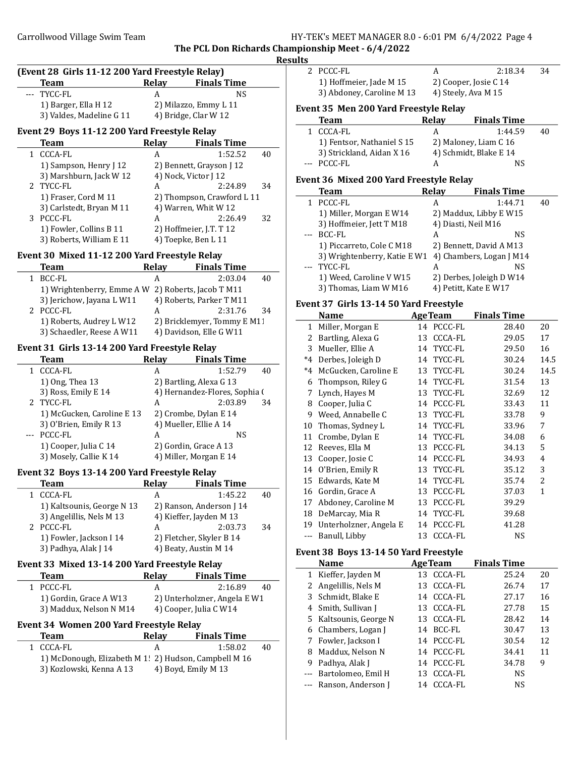## The PCL Don Richards Championship Meet - 6/4/2022

### Results

**(Event 28 Girls 11-12 200 Yard Freestyle Relay)**

| | Team | Relay | Finals Time | |
|---|---|---|---|---|
| --- | TYCC-FL | A | NS | |
| | 1) Barger, Ella H 12 | 2) Milazzo, Emmy L 11 | | |
| | 3) Valdes, Madeline G 11 | 4) Bridge, Clar W 12 | | |

**Event 29 Boys 11-12 200 Yard Freestyle Relay**

| | Team | Relay | Finals Time | |
|---|---|---|---|---|
| 1 | CCCA-FL | A | 1:52.52 | 40 |
| | 1) Sampson, Henry J 12 | 2) Bennett, Grayson J 12 | | |
| | 3) Marshburn, Jack W 12 | 4) Nock, Victor J 12 | | |
| 2 | TYCC-FL | A | 2:24.89 | 34 |
| | 1) Fraser, Cord M 11 | 2) Thompson, Crawford L 11 | | |
| | 3) Carlstedt, Bryan M 11 | 4) Warren, Whit W 12 | | |
| 3 | PCCC-FL | A | 2:26.49 | 32 |
| | 1) Fowler, Collins B 11 | 2) Hoffmeier, J.T. T 12 | | |
| | 3) Roberts, William E 11 | 4) Toepke, Ben L 11 | | |

**Event 30 Mixed 11-12 200 Yard Freestyle Relay**

| | Team | Relay | Finals Time | |
|---|---|---|---|---|
| 1 | BCC-FL | A | 2:03.04 | 40 |
| | 1) Wrightenberry, Emme A W | 2) Roberts, Jacob T M11 | | |
| | 3) Jerichow, Jayana L W11 | 4) Roberts, Parker T M11 | | |
| 2 | PCCC-FL | A | 2:31.76 | 34 |
| | 1) Roberts, Audrey L W12 | 2) Bricklemyer, Tommy E M11 | | |
| | 3) Schaedler, Reese A W11 | 4) Davidson, Elle G W11 | | |

**Event 31 Girls 13-14 200 Yard Freestyle Relay**

| | Team | Relay | Finals Time | |
|---|---|---|---|---|
| 1 | CCCA-FL | A | 1:52.79 | 40 |
| | 1) Ong, Thea 13 | 2) Bartling, Alexa G 13 | | |
| | 3) Ross, Emily E 14 | 4) Hernandez-Flores, Sophia ( | | |
| 2 | TYCC-FL | A | 2:03.89 | 34 |
| | 1) McGucken, Caroline E 13 | 2) Crombe, Dylan E 14 | | |
| | 3) O'Brien, Emily R 13 | 4) Mueller, Ellie A 14 | | |
| --- | PCCC-FL | A | NS | |
| | 1) Cooper, Julia C 14 | 2) Gordin, Grace A 13 | | |
| | 3) Mosely, Callie K 14 | 4) Miller, Morgan E 14 | | |

**Event 32 Boys 13-14 200 Yard Freestyle Relay**

| | Team | Relay | Finals Time | |
|---|---|---|---|---|
| 1 | CCCA-FL | A | 1:45.22 | 40 |
| | 1) Kaltsounis, George N 13 | 2) Ranson, Anderson J 14 | | |
| | 3) Angelillis, Nels M 13 | 4) Kieffer, Jayden M 13 | | |
| 2 | PCCC-FL | A | 2:03.73 | 34 |
| | 1) Fowler, Jackson I 14 | 2) Fletcher, Skyler B 14 | | |
| | 3) Padhya, Alak J 14 | 4) Beaty, Austin M 14 | | |

**Event 33 Mixed 13-14 200 Yard Freestyle Relay**

| | Team | Relay | Finals Time | |
|---|---|---|---|---|
| 1 | PCCC-FL | A | 2:16.89 | 40 |
| | 1) Gordin, Grace A W13 | 2) Unterholzner, Angela E W1 | | |
| | 3) Maddux, Nelson N M14 | 4) Cooper, Julia C W14 | | |

**Event 34 Women 200 Yard Freestyle Relay**

| | Team | Relay | Finals Time | |
|---|---|---|---|---|
| 1 | CCCA-FL | A | 1:58.02 | 40 |
| | 1) McDonough, Elizabeth M 1! | 2) Hudson, Campbell M 16 | | |
| | 3) Kozlowski, Kenna A 13 | 4) Boyd, Emily M 13 | | |
| 2 | PCCC-FL | A | 2:18.34 | 34 |
| | 1) Hoffmeier, Jade M 15 | 2) Cooper, Josie C 14 | | |
| | 3) Abdoney, Caroline M 13 | 4) Steely, Ava M 15 | | |

**Event 35 Men 200 Yard Freestyle Relay**

| | Team | Relay | Finals Time | |
|---|---|---|---|---|
| 1 | CCCA-FL | A | 1:44.59 | 40 |
| | 1) Fentsor, Nathaniel S 15 | 2) Maloney, Liam C 16 | | |
| | 3) Strickland, Aidan X 16 | 4) Schmidt, Blake E 14 | | |
| --- | PCCC-FL | A | NS | |

**Event 36 Mixed 200 Yard Freestyle Relay**

| | Team | Relay | Finals Time | |
|---|---|---|---|---|
| 1 | PCCC-FL | A | 1:44.71 | 40 |
| | 1) Miller, Morgan E W14 | 2) Maddux, Libby E W15 | | |
| | 3) Hoffmeier, Jett T M18 | 4) Diasti, Neil M16 | | |
| --- | BCC-FL | A | NS | |
| | 1) Piccarreto, Cole C M18 | 2) Bennett, David A M13 | | |
| | 3) Wrightenberry, Katie E W1 | 4) Chambers, Logan J M14 | | |
| --- | TYCC-FL | A | NS | |
| | 1) Weed, Caroline V W15 | 2) Derbes, Joleigh D W14 | | |
| | 3) Thomas, Liam W M16 | 4) Petitt, Kate E W17 | | |

**Event 37 Girls 13-14 50 Yard Freestyle**

| | Name | Age | Team | Finals Time | |
|---|---|---|---|---|---|
| 1 | Miller, Morgan E | 14 | PCCC-FL | 28.40 | 20 |
| 2 | Bartling, Alexa G | 13 | CCCA-FL | 29.05 | 17 |
| 3 | Mueller, Ellie A | 14 | TYCC-FL | 29.50 | 16 |
| *4 | Derbes, Joleigh D | 14 | TYCC-FL | 30.24 | 14.5 |
| *4 | McGucken, Caroline E | 13 | TYCC-FL | 30.24 | 14.5 |
| 6 | Thompson, Riley G | 14 | TYCC-FL | 31.54 | 13 |
| 7 | Lynch, Hayes M | 13 | TYCC-FL | 32.69 | 12 |
| 8 | Cooper, Julia C | 14 | PCCC-FL | 33.43 | 11 |
| 9 | Weed, Annabelle C | 13 | TYCC-FL | 33.78 | 9 |
| 10 | Thomas, Sydney L | 14 | TYCC-FL | 33.96 | 7 |
| 11 | Crombe, Dylan E | 14 | TYCC-FL | 34.08 | 6 |
| 12 | Reeves, Ella M | 13 | PCCC-FL | 34.13 | 5 |
| 13 | Cooper, Josie C | 14 | PCCC-FL | 34.93 | 4 |
| 14 | O'Brien, Emily R | 13 | TYCC-FL | 35.12 | 3 |
| 15 | Edwards, Kate M | 14 | TYCC-FL | 35.74 | 2 |
| 16 | Gordin, Grace A | 13 | PCCC-FL | 37.03 | 1 |
| 17 | Abdoney, Caroline M | 13 | PCCC-FL | 39.29 | |
| 18 | DeMarcay, Mia R | 14 | TYCC-FL | 39.68 | |
| 19 | Unterholzner, Angela E | 14 | PCCC-FL | 41.28 | |
| --- | Banull, Libby | 13 | CCCA-FL | NS | |

**Event 38 Boys 13-14 50 Yard Freestyle**

| | Name | Age | Team | Finals Time | |
|---|---|---|---|---|---|
| 1 | Kieffer, Jayden M | 13 | CCCA-FL | 25.24 | 20 |
| 2 | Angelillis, Nels M | 13 | CCCA-FL | 26.74 | 17 |
| 3 | Schmidt, Blake E | 14 | CCCA-FL | 27.17 | 16 |
| 4 | Smith, Sullivan J | 13 | CCCA-FL | 27.78 | 15 |
| 5 | Kaltsounis, George N | 13 | CCCA-FL | 28.42 | 14 |
| 6 | Chambers, Logan J | 14 | BCC-FL | 30.47 | 13 |
| 7 | Fowler, Jackson I | 14 | PCCC-FL | 30.54 | 12 |
| 8 | Maddux, Nelson N | 14 | PCCC-FL | 34.41 | 11 |
| 9 | Padhya, Alak J | 14 | PCCC-FL | 34.78 | 9 |
| --- | Bartolomeo, Emil H | 13 | CCCA-FL | NS | |
| --- | Ranson, Anderson J | 14 | CCCA-FL | NS | |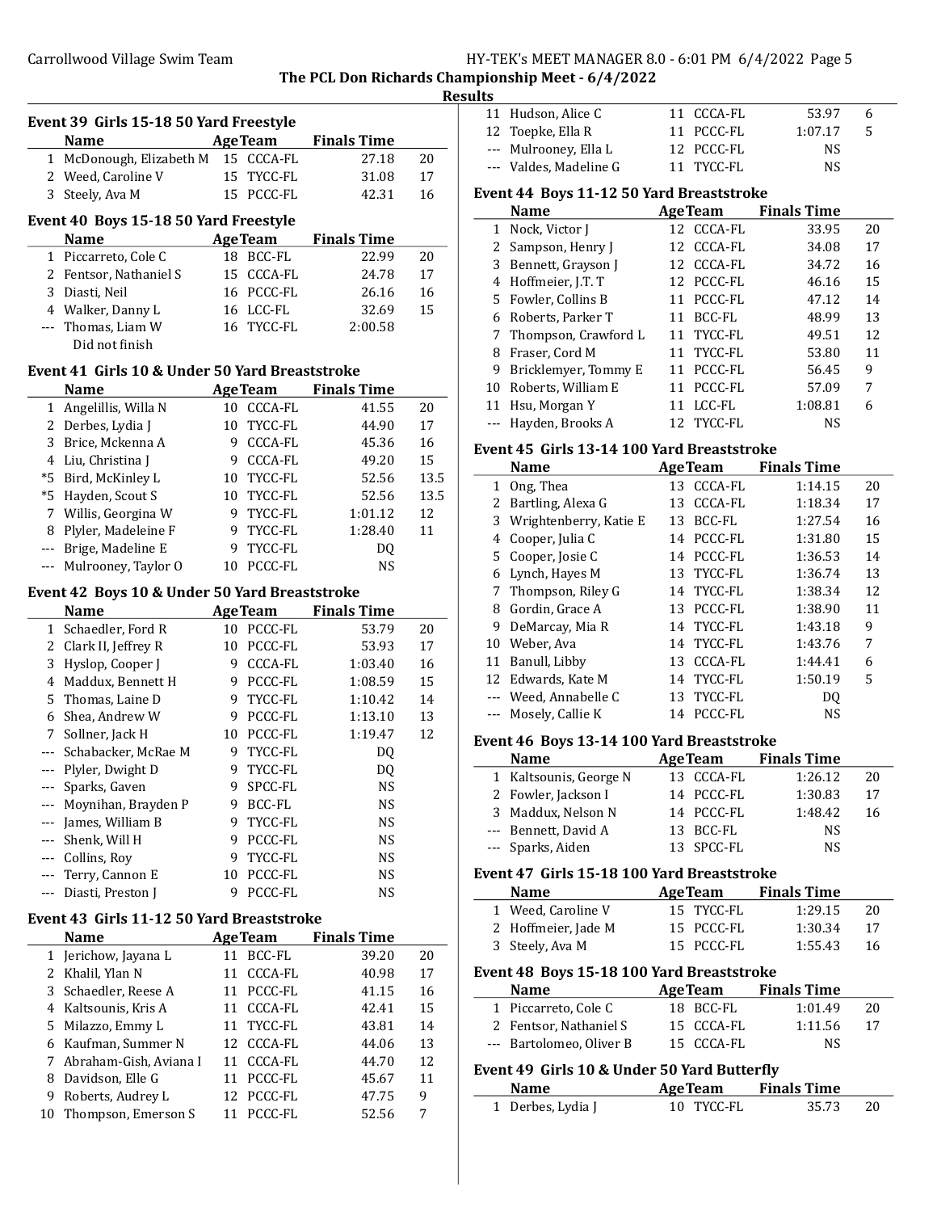The PCL Don Richards Championship Meet - 6/4/2022

Results

### Event 39 Girls 15-18 50 Yard Freestyle

| | Name | Age | Team | Finals Time | |
|---|---|---|---|---|---|
| 1 | McDonough, Elizabeth M | 15 | CCCA-FL | 27.18 | 20 |
| 2 | Weed, Caroline V | 15 | TYCC-FL | 31.08 | 17 |
| 3 | Steely, Ava M | 15 | PCCC-FL | 42.31 | 16 |

### Event 40 Boys 15-18 50 Yard Freestyle

| | Name | Age | Team | Finals Time | |
|---|---|---|---|---|---|
| 1 | Piccarreto, Cole C | 18 | BCC-FL | 22.99 | 20 |
| 2 | Fentsor, Nathaniel S | 15 | CCCA-FL | 24.78 | 17 |
| 3 | Diasti, Neil | 16 | PCCC-FL | 26.16 | 16 |
| 4 | Walker, Danny L | 16 | LCC-FL | 32.69 | 15 |
| --- | Thomas, Liam W | 16 | TYCC-FL | 2:00.58 | |
| | Did not finish | | | | |

### Event 41 Girls 10 & Under 50 Yard Breaststroke

| | Name | Age | Team | Finals Time | |
|---|---|---|---|---|---|
| 1 | Angelillis, Willa N | 10 | CCCA-FL | 41.55 | 20 |
| 2 | Derbes, Lydia J | 10 | TYCC-FL | 44.90 | 17 |
| 3 | Brice, Mckenna A | 9 | CCCA-FL | 45.36 | 16 |
| 4 | Liu, Christina J | 9 | CCCA-FL | 49.20 | 15 |
| *5 | Bird, McKinley L | 10 | TYCC-FL | 52.56 | 13.5 |
| *5 | Hayden, Scout S | 10 | TYCC-FL | 52.56 | 13.5 |
| 7 | Willis, Georgina W | 9 | TYCC-FL | 1:01.12 | 12 |
| 8 | Plyler, Madeleine F | 9 | TYCC-FL | 1:28.40 | 11 |
| --- | Brige, Madeline E | 9 | TYCC-FL | DQ | |
| --- | Mulrooney, Taylor O | 10 | PCCC-FL | NS | |

### Event 42 Boys 10 & Under 50 Yard Breaststroke

| | Name | Age | Team | Finals Time | |
|---|---|---|---|---|---|
| 1 | Schaedler, Ford R | 10 | PCCC-FL | 53.79 | 20 |
| 2 | Clark II, Jeffrey R | 10 | PCCC-FL | 53.93 | 17 |
| 3 | Hyslop, Cooper J | 9 | CCCA-FL | 1:03.40 | 16 |
| 4 | Maddux, Bennett H | 9 | PCCC-FL | 1:08.59 | 15 |
| 5 | Thomas, Laine D | 9 | TYCC-FL | 1:10.42 | 14 |
| 6 | Shea, Andrew W | 9 | PCCC-FL | 1:13.10 | 13 |
| 7 | Sollner, Jack H | 10 | PCCC-FL | 1:19.47 | 12 |
| --- | Schabacker, McRae M | 9 | TYCC-FL | DQ | |
| --- | Plyler, Dwight D | 9 | TYCC-FL | DQ | |
| --- | Sparks, Gaven | 9 | SPCC-FL | NS | |
| --- | Moynihan, Brayden P | 9 | BCC-FL | NS | |
| --- | James, William B | 9 | TYCC-FL | NS | |
| --- | Shenk, Will H | 9 | PCCC-FL | NS | |
| --- | Collins, Roy | 9 | TYCC-FL | NS | |
| --- | Terry, Cannon E | 10 | PCCC-FL | NS | |
| --- | Diasti, Preston J | 9 | PCCC-FL | NS | |

### Event 43 Girls 11-12 50 Yard Breaststroke

| | Name | Age | Team | Finals Time | |
|---|---|---|---|---|---|
| 1 | Jerichow, Jayana L | 11 | BCC-FL | 39.20 | 20 |
| 2 | Khalil, Ylan N | 11 | CCCA-FL | 40.98 | 17 |
| 3 | Schaedler, Reese A | 11 | PCCC-FL | 41.15 | 16 |
| 4 | Kaltsounis, Kris A | 11 | CCCA-FL | 42.41 | 15 |
| 5 | Milazzo, Emmy L | 11 | TYCC-FL | 43.81 | 14 |
| 6 | Kaufman, Summer N | 12 | CCCA-FL | 44.06 | 13 |
| 7 | Abraham-Gish, Aviana I | 11 | CCCA-FL | 44.70 | 12 |
| 8 | Davidson, Elle G | 11 | PCCC-FL | 45.67 | 11 |
| 9 | Roberts, Audrey L | 12 | PCCC-FL | 47.75 | 9 |
| 10 | Thompson, Emerson S | 11 | PCCC-FL | 52.56 | 7 |
| 11 | Hudson, Alice C | 11 | CCCA-FL | 53.97 | 6 |
| 12 | Toepke, Ella R | 11 | PCCC-FL | 1:07.17 | 5 |
| --- | Mulrooney, Ella L | 12 | PCCC-FL | NS | |
| --- | Valdes, Madeline G | 11 | TYCC-FL | NS | |

### Event 44 Boys 11-12 50 Yard Breaststroke

| | Name | Age | Team | Finals Time | |
|---|---|---|---|---|---|
| 1 | Nock, Victor J | 12 | CCCA-FL | 33.95 | 20 |
| 2 | Sampson, Henry J | 12 | CCCA-FL | 34.08 | 17 |
| 3 | Bennett, Grayson J | 12 | CCCA-FL | 34.72 | 16 |
| 4 | Hoffmeier, J.T. T | 12 | PCCC-FL | 46.16 | 15 |
| 5 | Fowler, Collins B | 11 | PCCC-FL | 47.12 | 14 |
| 6 | Roberts, Parker T | 11 | BCC-FL | 48.99 | 13 |
| 7 | Thompson, Crawford L | 11 | TYCC-FL | 49.51 | 12 |
| 8 | Fraser, Cord M | 11 | TYCC-FL | 53.80 | 11 |
| 9 | Bricklemyer, Tommy E | 11 | PCCC-FL | 56.45 | 9 |
| 10 | Roberts, William E | 11 | PCCC-FL | 57.09 | 7 |
| 11 | Hsu, Morgan Y | 11 | LCC-FL | 1:08.81 | 6 |
| --- | Hayden, Brooks A | 12 | TYCC-FL | NS | |

### Event 45 Girls 13-14 100 Yard Breaststroke

| | Name | Age | Team | Finals Time | |
|---|---|---|---|---|---|
| 1 | Ong, Thea | 13 | CCCA-FL | 1:14.15 | 20 |
| 2 | Bartling, Alexa G | 13 | CCCA-FL | 1:18.34 | 17 |
| 3 | Wrightenberry, Katie E | 13 | BCC-FL | 1:27.54 | 16 |
| 4 | Cooper, Julia C | 14 | PCCC-FL | 1:31.80 | 15 |
| 5 | Cooper, Josie C | 14 | PCCC-FL | 1:36.53 | 14 |
| 6 | Lynch, Hayes M | 13 | TYCC-FL | 1:36.74 | 13 |
| 7 | Thompson, Riley G | 14 | TYCC-FL | 1:38.34 | 12 |
| 8 | Gordin, Grace A | 13 | PCCC-FL | 1:38.90 | 11 |
| 9 | DeMarcay, Mia R | 14 | TYCC-FL | 1:43.18 | 9 |
| 10 | Weber, Ava | 14 | TYCC-FL | 1:43.76 | 7 |
| 11 | Banull, Libby | 13 | CCCA-FL | 1:44.41 | 6 |
| 12 | Edwards, Kate M | 14 | TYCC-FL | 1:50.19 | 5 |
| --- | Weed, Annabelle C | 13 | TYCC-FL | DQ | |
| --- | Mosely, Callie K | 14 | PCCC-FL | NS | |

### Event 46 Boys 13-14 100 Yard Breaststroke

| | Name | Age | Team | Finals Time | |
|---|---|---|---|---|---|
| 1 | Kaltsounis, George N | 13 | CCCA-FL | 1:26.12 | 20 |
| 2 | Fowler, Jackson I | 14 | PCCC-FL | 1:30.83 | 17 |
| 3 | Maddux, Nelson N | 14 | PCCC-FL | 1:48.42 | 16 |
| --- | Bennett, David A | 13 | BCC-FL | NS | |
| --- | Sparks, Aiden | 13 | SPCC-FL | NS | |

### Event 47 Girls 15-18 100 Yard Breaststroke

| | Name | Age | Team | Finals Time | |
|---|---|---|---|---|---|
| 1 | Weed, Caroline V | 15 | TYCC-FL | 1:29.15 | 20 |
| 2 | Hoffmeier, Jade M | 15 | PCCC-FL | 1:30.34 | 17 |
| 3 | Steely, Ava M | 15 | PCCC-FL | 1:55.43 | 16 |

### Event 48 Boys 15-18 100 Yard Breaststroke

| | Name | Age | Team | Finals Time | |
|---|---|---|---|---|---|
| 1 | Piccarreto, Cole C | 18 | BCC-FL | 1:01.49 | 20 |
| 2 | Fentsor, Nathaniel S | 15 | CCCA-FL | 1:11.56 | 17 |
| --- | Bartolomeo, Oliver B | 15 | CCCA-FL | NS | |

### Event 49 Girls 10 & Under 50 Yard Butterfly

| | Name | Age | Team | Finals Time | |
|---|---|---|---|---|---|
| 1 | Derbes, Lydia J | 10 | TYCC-FL | 35.73 | 20 |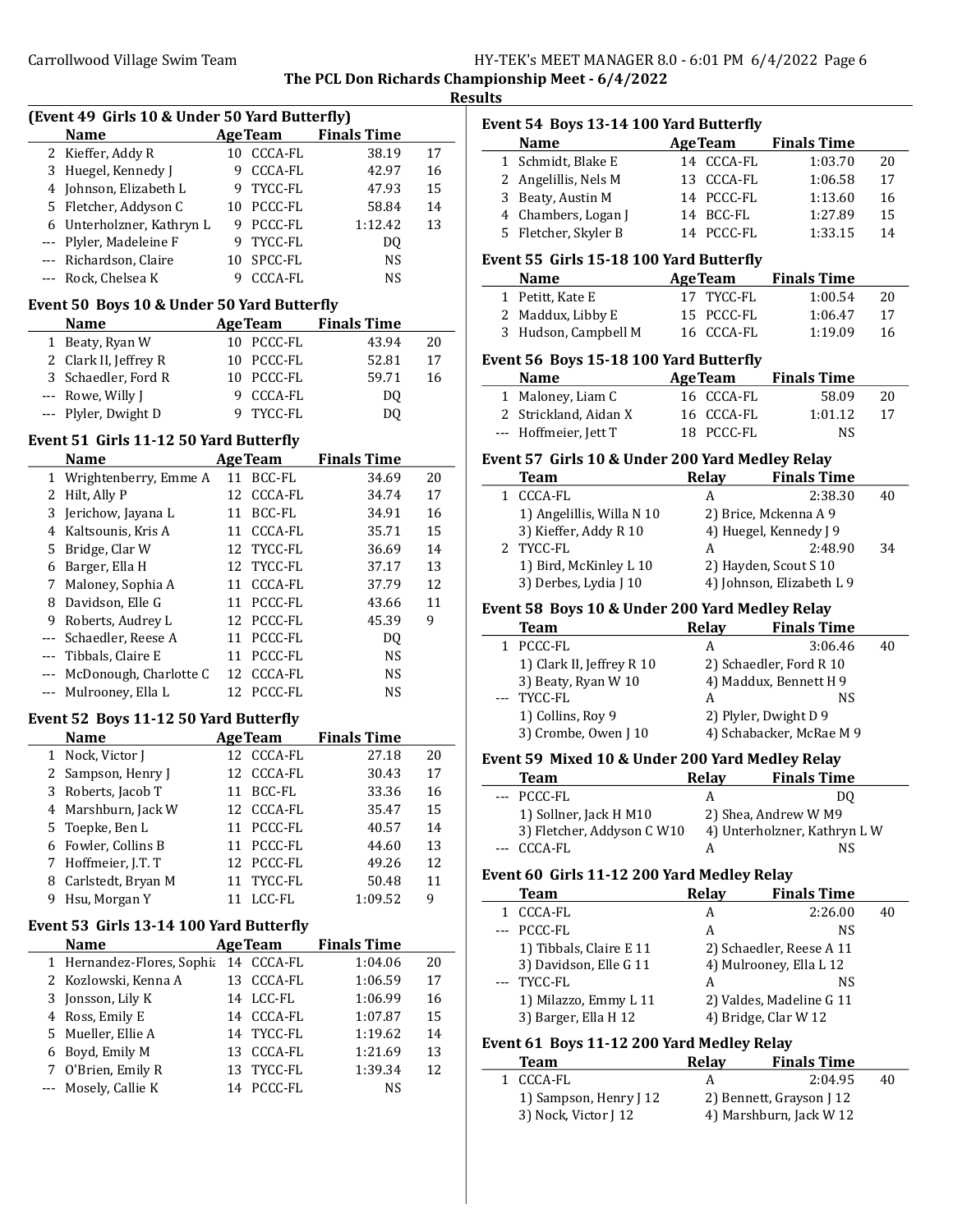The PCL Don Richards Championship Meet - 6/4/2022

Results

### (Event 49 Girls 10 & Under 50 Yard Butterfly)

| | Name | Age | Team | Finals Time | |
|---|---|---|---|---|---|
| 2 | Kieffer, Addy R | 10 | CCCA-FL | 38.19 | 17 |
| 3 | Huegel, Kennedy J | 9 | CCCA-FL | 42.97 | 16 |
| 4 | Johnson, Elizabeth L | 9 | TYCC-FL | 47.93 | 15 |
| 5 | Fletcher, Addyson C | 10 | PCCC-FL | 58.84 | 14 |
| 6 | Unterholzner, Kathryn L | 9 | PCCC-FL | 1:12.42 | 13 |
| --- | Plyler, Madeleine F | 9 | TYCC-FL | DQ | |
| --- | Richardson, Claire | 10 | SPCC-FL | NS | |
| --- | Rock, Chelsea K | 9 | CCCA-FL | NS | |

### Event 50 Boys 10 & Under 50 Yard Butterfly

| | Name | Age | Team | Finals Time | |
|---|---|---|---|---|---|
| 1 | Beaty, Ryan W | 10 | PCCC-FL | 43.94 | 20 |
| 2 | Clark II, Jeffrey R | 10 | PCCC-FL | 52.81 | 17 |
| 3 | Schaedler, Ford R | 10 | PCCC-FL | 59.71 | 16 |
| --- | Rowe, Willy J | 9 | CCCA-FL | DQ | |
| --- | Plyler, Dwight D | 9 | TYCC-FL | DQ | |

### Event 51 Girls 11-12 50 Yard Butterfly

| | Name | Age | Team | Finals Time | |
|---|---|---|---|---|---|
| 1 | Wrightenberry, Emme A | 11 | BCC-FL | 34.69 | 20 |
| 2 | Hilt, Ally P | 12 | CCCA-FL | 34.74 | 17 |
| 3 | Jerichow, Jayana L | 11 | BCC-FL | 34.91 | 16 |
| 4 | Kaltsounis, Kris A | 11 | CCCA-FL | 35.71 | 15 |
| 5 | Bridge, Clar W | 12 | TYCC-FL | 36.69 | 14 |
| 6 | Barger, Ella H | 12 | TYCC-FL | 37.17 | 13 |
| 7 | Maloney, Sophia A | 11 | CCCA-FL | 37.79 | 12 |
| 8 | Davidson, Elle G | 11 | PCCC-FL | 43.66 | 11 |
| 9 | Roberts, Audrey L | 12 | PCCC-FL | 45.39 | 9 |
| --- | Schaedler, Reese A | 11 | PCCC-FL | DQ | |
| --- | Tibbals, Claire E | 11 | PCCC-FL | NS | |
| --- | McDonough, Charlotte C | 12 | CCCA-FL | NS | |
| --- | Mulrooney, Ella L | 12 | PCCC-FL | NS | |

### Event 52 Boys 11-12 50 Yard Butterfly

| | Name | Age | Team | Finals Time | |
|---|---|---|---|---|---|
| 1 | Nock, Victor J | 12 | CCCA-FL | 27.18 | 20 |
| 2 | Sampson, Henry J | 12 | CCCA-FL | 30.43 | 17 |
| 3 | Roberts, Jacob T | 11 | BCC-FL | 33.36 | 16 |
| 4 | Marshburn, Jack W | 12 | CCCA-FL | 35.47 | 15 |
| 5 | Toepke, Ben L | 11 | PCCC-FL | 40.57 | 14 |
| 6 | Fowler, Collins B | 11 | PCCC-FL | 44.60 | 13 |
| 7 | Hoffmeier, J.T. T | 12 | PCCC-FL | 49.26 | 12 |
| 8 | Carlstedt, Bryan M | 11 | TYCC-FL | 50.48 | 11 |
| 9 | Hsu, Morgan Y | 11 | LCC-FL | 1:09.52 | 9 |

### Event 53 Girls 13-14 100 Yard Butterfly

| | Name | Age | Team | Finals Time | |
|---|---|---|---|---|---|
| 1 | Hernandez-Flores, Sophia | 14 | CCCA-FL | 1:04.06 | 20 |
| 2 | Kozlowski, Kenna A | 13 | CCCA-FL | 1:06.59 | 17 |
| 3 | Jonsson, Lily K | 14 | LCC-FL | 1:06.99 | 16 |
| 4 | Ross, Emily E | 14 | CCCA-FL | 1:07.87 | 15 |
| 5 | Mueller, Ellie A | 14 | TYCC-FL | 1:19.62 | 14 |
| 6 | Boyd, Emily M | 13 | CCCA-FL | 1:21.69 | 13 |
| 7 | O'Brien, Emily R | 13 | TYCC-FL | 1:39.34 | 12 |
| --- | Mosely, Callie K | 14 | PCCC-FL | NS | |

### Event 54 Boys 13-14 100 Yard Butterfly

| | Name | Age | Team | Finals Time | |
|---|---|---|---|---|---|
| 1 | Schmidt, Blake E | 14 | CCCA-FL | 1:03.70 | 20 |
| 2 | Angelillis, Nels M | 13 | CCCA-FL | 1:06.58 | 17 |
| 3 | Beaty, Austin M | 14 | PCCC-FL | 1:13.60 | 16 |
| 4 | Chambers, Logan J | 14 | BCC-FL | 1:27.89 | 15 |
| 5 | Fletcher, Skyler B | 14 | PCCC-FL | 1:33.15 | 14 |

### Event 55 Girls 15-18 100 Yard Butterfly

| | Name | Age | Team | Finals Time | |
|---|---|---|---|---|---|
| 1 | Petitt, Kate E | 17 | TYCC-FL | 1:00.54 | 20 |
| 2 | Maddux, Libby E | 15 | PCCC-FL | 1:06.47 | 17 |
| 3 | Hudson, Campbell M | 16 | CCCA-FL | 1:19.09 | 16 |

### Event 56 Boys 15-18 100 Yard Butterfly

| | Name | Age | Team | Finals Time | |
|---|---|---|---|---|---|
| 1 | Maloney, Liam C | 16 | CCCA-FL | 58.09 | 20 |
| 2 | Strickland, Aidan X | 16 | CCCA-FL | 1:01.12 | 17 |
| --- | Hoffmeier, Jett T | 18 | PCCC-FL | NS | |

### Event 57 Girls 10 & Under 200 Yard Medley Relay

| | Team | Relay | Finals Time | |
|---|---|---|---|---|
| 1 | CCCA-FL | A | 2:38.30 | 40 |
| | 1) Angelillis, Willa N 10 | 2) Brice, Mckenna A 9 | | |
| | 3) Kieffer, Addy R 10 | 4) Huegel, Kennedy J 9 | | |
| 2 | TYCC-FL | A | 2:48.90 | 34 |
| | 1) Bird, McKinley L 10 | 2) Hayden, Scout S 10 | | |
| | 3) Derbes, Lydia J 10 | 4) Johnson, Elizabeth L 9 | | |

### Event 58 Boys 10 & Under 200 Yard Medley Relay

| | Team | Relay | Finals Time | |
|---|---|---|---|---|
| 1 | PCCC-FL | A | 3:06.46 | 40 |
| | 1) Clark II, Jeffrey R 10 | 2) Schaedler, Ford R 10 | | |
| | 3) Beaty, Ryan W 10 | 4) Maddux, Bennett H 9 | | |
| --- | TYCC-FL | A | NS | |
| | 1) Collins, Roy 9 | 2) Plyler, Dwight D 9 | | |
| | 3) Crombe, Owen J 10 | 4) Schabacker, McRae M 9 | | |

### Event 59 Mixed 10 & Under 200 Yard Medley Relay

| | Team | Relay | Finals Time | |
|---|---|---|---|---|
| --- | PCCC-FL | A | DQ | |
| | 1) Sollner, Jack H M10 | 2) Shea, Andrew W M9 | | |
| | 3) Fletcher, Addyson C W10 | 4) Unterholzner, Kathryn L W | | |
| --- | CCCA-FL | A | NS | |

### Event 60 Girls 11-12 200 Yard Medley Relay

| | Team | Relay | Finals Time | |
|---|---|---|---|---|
| 1 | CCCA-FL | A | 2:26.00 | 40 |
| --- | PCCC-FL | A | NS | |
| | 1) Tibbals, Claire E 11 | 2) Schaedler, Reese A 11 | | |
| | 3) Davidson, Elle G 11 | 4) Mulrooney, Ella L 12 | | |
| --- | TYCC-FL | A | NS | |
| | 1) Milazzo, Emmy L 11 | 2) Valdes, Madeline G 11 | | |
| | 3) Barger, Ella H 12 | 4) Bridge, Clar W 12 | | |

### Event 61 Boys 11-12 200 Yard Medley Relay

| | Team | Relay | Finals Time | |
|---|---|---|---|---|
| 1 | CCCA-FL | A | 2:04.95 | 40 |
| | 1) Sampson, Henry J 12 | 2) Bennett, Grayson J 12 | | |
| | 3) Nock, Victor J 12 | 4) Marshburn, Jack W 12 | | |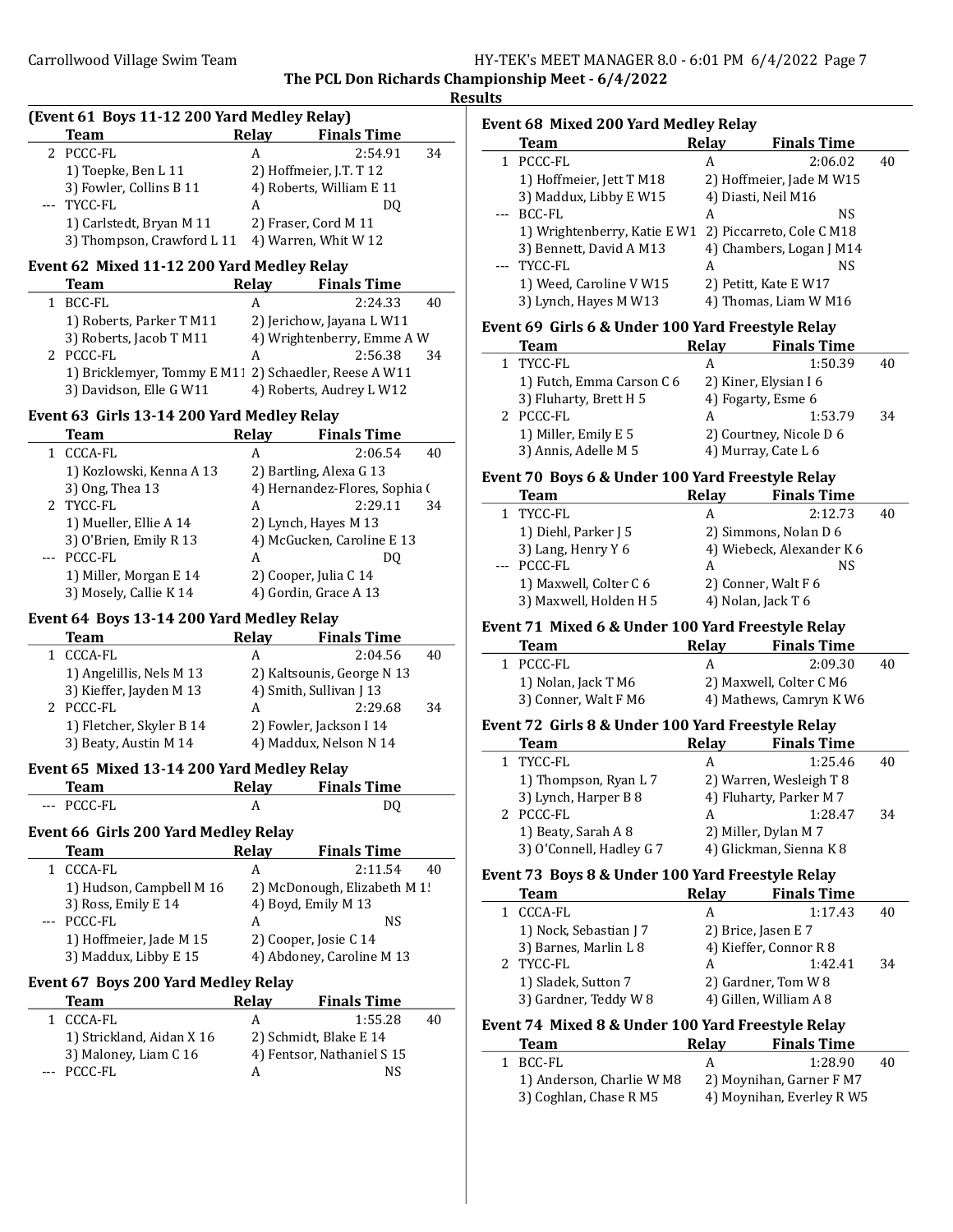## The PCL Don Richards Championship Meet - 6/4/2022

### Results

#### (Event 61 Boys 11-12 200 Yard Medley Relay)

| | Team | Relay | Finals Time | |
|---|---|---|---|---|
| 2 | PCCC-FL | A | 2:54.91 | 34 |
| | 1) Toepke, Ben L 11 | 2) Hoffmeier, J.T. T 12 | | |
| | 3) Fowler, Collins B 11 | 4) Roberts, William E 11 | | |
| --- | TYCC-FL | A | DQ | |
| | 1) Carlstedt, Bryan M 11 | 2) Fraser, Cord M 11 | | |
| | 3) Thompson, Crawford L 11 | 4) Warren, Whit W 12 | | |

#### Event 62 Mixed 11-12 200 Yard Medley Relay

| | Team | Relay | Finals Time | |
|---|---|---|---|---|
| 1 | BCC-FL | A | 2:24.33 | 40 |
| | 1) Roberts, Parker T M11 | 2) Jerichow, Jayana L W11 | | |
| | 3) Roberts, Jacob T M11 | 4) Wrightenberry, Emme A W | | |
| 2 | PCCC-FL | A | 2:56.38 | 34 |
| | 1) Bricklemyer, Tommy E M11 | 2) Schaedler, Reese A W11 | | |
| | 3) Davidson, Elle G W11 | 4) Roberts, Audrey L W12 | | |

#### Event 63 Girls 13-14 200 Yard Medley Relay

| | Team | Relay | Finals Time | |
|---|---|---|---|---|
| 1 | CCCA-FL | A | 2:06.54 | 40 |
| | 1) Kozlowski, Kenna A 13 | 2) Bartling, Alexa G 13 | | |
| | 3) Ong, Thea 13 | 4) Hernandez-Flores, Sophia ( | | |
| 2 | TYCC-FL | A | 2:29.11 | 34 |
| | 1) Mueller, Ellie A 14 | 2) Lynch, Hayes M 13 | | |
| | 3) O'Brien, Emily R 13 | 4) McGucken, Caroline E 13 | | |
| --- | PCCC-FL | A | DQ | |
| | 1) Miller, Morgan E 14 | 2) Cooper, Julia C 14 | | |
| | 3) Mosely, Callie K 14 | 4) Gordin, Grace A 13 | | |

#### Event 64 Boys 13-14 200 Yard Medley Relay

| | Team | Relay | Finals Time | |
|---|---|---|---|---|
| 1 | CCCA-FL | A | 2:04.56 | 40 |
| | 1) Angelillis, Nels M 13 | 2) Kaltsounis, George N 13 | | |
| | 3) Kieffer, Jayden M 13 | 4) Smith, Sullivan J 13 | | |
| 2 | PCCC-FL | A | 2:29.68 | 34 |
| | 1) Fletcher, Skyler B 14 | 2) Fowler, Jackson I 14 | | |
| | 3) Beaty, Austin M 14 | 4) Maddux, Nelson N 14 | | |

#### Event 65 Mixed 13-14 200 Yard Medley Relay

| | Team | Relay | Finals Time | |
|---|---|---|---|---|
| --- | PCCC-FL | A | DQ | |

#### Event 66 Girls 200 Yard Medley Relay

| | Team | Relay | Finals Time | |
|---|---|---|---|---|
| 1 | CCCA-FL | A | 2:11.54 | 40 |
| | 1) Hudson, Campbell M 16 | 2) McDonough, Elizabeth M 1! | | |
| | 3) Ross, Emily E 14 | 4) Boyd, Emily M 13 | | |
| --- | PCCC-FL | A | NS | |
| | 1) Hoffmeier, Jade M 15 | 2) Cooper, Josie C 14 | | |
| | 3) Maddux, Libby E 15 | 4) Abdoney, Caroline M 13 | | |

#### Event 67 Boys 200 Yard Medley Relay

| | Team | Relay | Finals Time | |
|---|---|---|---|---|
| 1 | CCCA-FL | A | 1:55.28 | 40 |
| | 1) Strickland, Aidan X 16 | 2) Schmidt, Blake E 14 | | |
| | 3) Maloney, Liam C 16 | 4) Fentsor, Nathaniel S 15 | | |
| --- | PCCC-FL | A | NS | |

#### Event 68 Mixed 200 Yard Medley Relay

| | Team | Relay | Finals Time | |
|---|---|---|---|---|
| 1 | PCCC-FL | A | 2:06.02 | 40 |
| | 1) Hoffmeier, Jett T M18 | 2) Hoffmeier, Jade M W15 | | |
| | 3) Maddux, Libby E W15 | 4) Diasti, Neil M16 | | |
| --- | BCC-FL | A | NS | |
| | 1) Wrightenberry, Katie E W1 | 2) Piccarreto, Cole C M18 | | |
| | 3) Bennett, David A M13 | 4) Chambers, Logan J M14 | | |
| --- | TYCC-FL | A | NS | |
| | 1) Weed, Caroline V W15 | 2) Petitt, Kate E W17 | | |
| | 3) Lynch, Hayes M W13 | 4) Thomas, Liam W M16 | | |

#### Event 69 Girls 6 & Under 100 Yard Freestyle Relay

| | Team | Relay | Finals Time | |
|---|---|---|---|---|
| 1 | TYCC-FL | A | 1:50.39 | 40 |
| | 1) Futch, Emma Carson C 6 | 2) Kiner, Elysian I 6 | | |
| | 3) Fluharty, Brett H 5 | 4) Fogarty, Esme 6 | | |
| 2 | PCCC-FL | A | 1:53.79 | 34 |
| | 1) Miller, Emily E 5 | 2) Courtney, Nicole D 6 | | |
| | 3) Annis, Adelle M 5 | 4) Murray, Cate L 6 | | |

#### Event 70 Boys 6 & Under 100 Yard Freestyle Relay

| | Team | Relay | Finals Time | |
|---|---|---|---|---|
| 1 | TYCC-FL | A | 2:12.73 | 40 |
| | 1) Diehl, Parker J 5 | 2) Simmons, Nolan D 6 | | |
| | 3) Lang, Henry Y 6 | 4) Wiebeck, Alexander K 6 | | |
| --- | PCCC-FL | A | NS | |
| | 1) Maxwell, Colter C 6 | 2) Conner, Walt F 6 | | |
| | 3) Maxwell, Holden H 5 | 4) Nolan, Jack T 6 | | |

#### Event 71 Mixed 6 & Under 100 Yard Freestyle Relay

| | Team | Relay | Finals Time | |
|---|---|---|---|---|
| 1 | PCCC-FL | A | 2:09.30 | 40 |
| | 1) Nolan, Jack T M6 | 2) Maxwell, Colter C M6 | | |
| | 3) Conner, Walt F M6 | 4) Mathews, Camryn K W6 | | |

#### Event 72 Girls 8 & Under 100 Yard Freestyle Relay

| | Team | Relay | Finals Time | |
|---|---|---|---|---|
| 1 | TYCC-FL | A | 1:25.46 | 40 |
| | 1) Thompson, Ryan L 7 | 2) Warren, Wesleigh T 8 | | |
| | 3) Lynch, Harper B 8 | 4) Fluharty, Parker M 7 | | |
| 2 | PCCC-FL | A | 1:28.47 | 34 |
| | 1) Beaty, Sarah A 8 | 2) Miller, Dylan M 7 | | |
| | 3) O'Connell, Hadley G 7 | 4) Glickman, Sienna K 8 | | |

#### Event 73 Boys 8 & Under 100 Yard Freestyle Relay

| | Team | Relay | Finals Time | |
|---|---|---|---|---|
| 1 | CCCA-FL | A | 1:17.43 | 40 |
| | 1) Nock, Sebastian J 7 | 2) Brice, Jasen E 7 | | |
| | 3) Barnes, Marlin L 8 | 4) Kieffer, Connor R 8 | | |
| 2 | TYCC-FL | A | 1:42.41 | 34 |
| | 1) Sladek, Sutton 7 | 2) Gardner, Tom W 8 | | |
| | 3) Gardner, Teddy W 8 | 4) Gillen, William A 8 | | |

#### Event 74 Mixed 8 & Under 100 Yard Freestyle Relay

| | Team | Relay | Finals Time | |
|---|---|---|---|---|
| 1 | BCC-FL | A | 1:28.90 | 40 |
| | 1) Anderson, Charlie W M8 | 2) Moynihan, Garner F M7 | | |
| | 3) Coghlan, Chase R M5 | 4) Moynihan, Everley R W5 | | |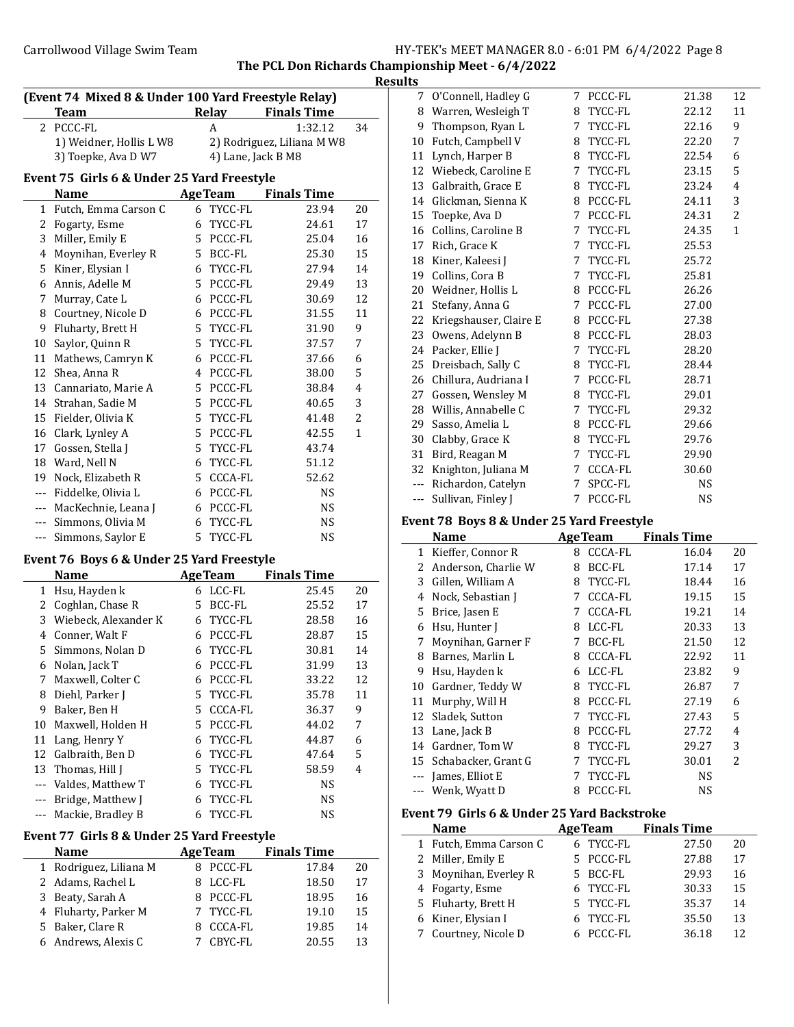## The PCL Don Richards Championship Meet - 6/4/2022

### Results

**(Event 74 Mixed 8 & Under 100 Yard Freestyle Relay)**

| | Team | Relay | Finals Time | |
|---|---|---|---|---|
| 2 | PCCC-FL | A | 1:32.12 | 34 |
| | 1) Weidner, Hollis L W8 | 2) Rodriguez, Liliana M W8 | | |
| | 3) Toepke, Ava D W7 | 4) Lane, Jack B M8 | | |

### Event 75 Girls 6 & Under 25 Yard Freestyle

| | Name | Age | Team | Finals Time | |
|---|---|---|---|---|---|
| 1 | Futch, Emma Carson C | 6 | TYCC-FL | 23.94 | 20 |
| 2 | Fogarty, Esme | 6 | TYCC-FL | 24.61 | 17 |
| 3 | Miller, Emily E | 5 | PCCC-FL | 25.04 | 16 |
| 4 | Moynihan, Everley R | 5 | BCC-FL | 25.30 | 15 |
| 5 | Kiner, Elysian I | 6 | TYCC-FL | 27.94 | 14 |
| 6 | Annis, Adelle M | 5 | PCCC-FL | 29.49 | 13 |
| 7 | Murray, Cate L | 6 | PCCC-FL | 30.69 | 12 |
| 8 | Courtney, Nicole D | 6 | PCCC-FL | 31.55 | 11 |
| 9 | Fluharty, Brett H | 5 | TYCC-FL | 31.90 | 9 |
| 10 | Saylor, Quinn R | 5 | TYCC-FL | 37.57 | 7 |
| 11 | Mathews, Camryn K | 6 | PCCC-FL | 37.66 | 6 |
| 12 | Shea, Anna R | 4 | PCCC-FL | 38.00 | 5 |
| 13 | Cannariato, Marie A | 5 | PCCC-FL | 38.84 | 4 |
| 14 | Strahan, Sadie M | 5 | PCCC-FL | 40.65 | 3 |
| 15 | Fielder, Olivia K | 5 | TYCC-FL | 41.48 | 2 |
| 16 | Clark, Lynley A | 5 | PCCC-FL | 42.55 | 1 |
| 17 | Gossen, Stella J | 5 | TYCC-FL | 43.74 | |
| 18 | Ward, Nell N | 6 | TYCC-FL | 51.12 | |
| 19 | Nock, Elizabeth R | 5 | CCCA-FL | 52.62 | |
| --- | Fiddelke, Olivia L | 6 | PCCC-FL | NS | |
| --- | MacKechnie, Leana J | 6 | PCCC-FL | NS | |
| --- | Simmons, Olivia M | 6 | TYCC-FL | NS | |
| --- | Simmons, Saylor E | 5 | TYCC-FL | NS | |

### Event 76 Boys 6 & Under 25 Yard Freestyle

| | Name | Age | Team | Finals Time | |
|---|---|---|---|---|---|
| 1 | Hsu, Hayden k | 6 | LCC-FL | 25.45 | 20 |
| 2 | Coghlan, Chase R | 5 | BCC-FL | 25.52 | 17 |
| 3 | Wiebeck, Alexander K | 6 | TYCC-FL | 28.58 | 16 |
| 4 | Conner, Walt F | 6 | PCCC-FL | 28.87 | 15 |
| 5 | Simmons, Nolan D | 6 | TYCC-FL | 30.81 | 14 |
| 6 | Nolan, Jack T | 6 | PCCC-FL | 31.99 | 13 |
| 7 | Maxwell, Colter C | 6 | PCCC-FL | 33.22 | 12 |
| 8 | Diehl, Parker J | 5 | TYCC-FL | 35.78 | 11 |
| 9 | Baker, Ben H | 5 | CCCA-FL | 36.37 | 9 |
| 10 | Maxwell, Holden H | 5 | PCCC-FL | 44.02 | 7 |
| 11 | Lang, Henry Y | 6 | TYCC-FL | 44.87 | 6 |
| 12 | Galbraith, Ben D | 6 | TYCC-FL | 47.64 | 5 |
| 13 | Thomas, Hill J | 5 | TYCC-FL | 58.59 | 4 |
| --- | Valdes, Matthew T | 6 | TYCC-FL | NS | |
| --- | Bridge, Matthew J | 6 | TYCC-FL | NS | |
| --- | Mackie, Bradley B | 6 | TYCC-FL | NS | |

### Event 77 Girls 8 & Under 25 Yard Freestyle

| | Name | Age | Team | Finals Time | |
|---|---|---|---|---|---|
| 1 | Rodriguez, Liliana M | 8 | PCCC-FL | 17.84 | 20 |
| 2 | Adams, Rachel L | 8 | LCC-FL | 18.50 | 17 |
| 3 | Beaty, Sarah A | 8 | PCCC-FL | 18.95 | 16 |
| 4 | Fluharty, Parker M | 7 | TYCC-FL | 19.10 | 15 |
| 5 | Baker, Clare R | 8 | CCCA-FL | 19.85 | 14 |
| 6 | Andrews, Alexis C | 7 | CBYC-FL | 20.55 | 13 |
| 7 | O'Connell, Hadley G | 7 | PCCC-FL | 21.38 | 12 |
| 8 | Warren, Wesleigh T | 8 | TYCC-FL | 22.12 | 11 |
| 9 | Thompson, Ryan L | 7 | TYCC-FL | 22.16 | 9 |
| 10 | Futch, Campbell V | 8 | TYCC-FL | 22.20 | 7 |
| 11 | Lynch, Harper B | 8 | TYCC-FL | 22.54 | 6 |
| 12 | Wiebeck, Caroline E | 7 | TYCC-FL | 23.15 | 5 |
| 13 | Galbraith, Grace E | 8 | TYCC-FL | 23.24 | 4 |
| 14 | Glickman, Sienna K | 8 | PCCC-FL | 24.11 | 3 |
| 15 | Toepke, Ava D | 7 | PCCC-FL | 24.31 | 2 |
| 16 | Collins, Caroline B | 7 | TYCC-FL | 24.35 | 1 |
| 17 | Rich, Grace K | 7 | TYCC-FL | 25.53 | |
| 18 | Kiner, Kaleesi J | 7 | TYCC-FL | 25.72 | |
| 19 | Collins, Cora B | 7 | TYCC-FL | 25.81 | |
| 20 | Weidner, Hollis L | 8 | PCCC-FL | 26.26 | |
| 21 | Stefany, Anna G | 7 | PCCC-FL | 27.00 | |
| 22 | Kriegshauser, Claire E | 8 | PCCC-FL | 27.38 | |
| 23 | Owens, Adelynn B | 8 | PCCC-FL | 28.03 | |
| 24 | Packer, Ellie J | 7 | TYCC-FL | 28.20 | |
| 25 | Dreisbach, Sally C | 8 | TYCC-FL | 28.44 | |
| 26 | Chillura, Audriana I | 7 | PCCC-FL | 28.71 | |
| 27 | Gossen, Wensley M | 8 | TYCC-FL | 29.01 | |
| 28 | Willis, Annabelle C | 7 | TYCC-FL | 29.32 | |
| 29 | Sasso, Amelia L | 8 | PCCC-FL | 29.66 | |
| 30 | Clabby, Grace K | 8 | TYCC-FL | 29.76 | |
| 31 | Bird, Reagan M | 7 | TYCC-FL | 29.90 | |
| 32 | Knighton, Juliana M | 7 | CCCA-FL | 30.60 | |
| --- | Richardon, Catelyn | 7 | SPCC-FL | NS | |
| --- | Sullivan, Finley J | 7 | PCCC-FL | NS | |

### Event 78 Boys 8 & Under 25 Yard Freestyle

| | Name | Age | Team | Finals Time | |
|---|---|---|---|---|---|
| 1 | Kieffer, Connor R | 8 | CCCA-FL | 16.04 | 20 |
| 2 | Anderson, Charlie W | 8 | BCC-FL | 17.14 | 17 |
| 3 | Gillen, William A | 8 | TYCC-FL | 18.44 | 16 |
| 4 | Nock, Sebastian J | 7 | CCCA-FL | 19.15 | 15 |
| 5 | Brice, Jasen E | 7 | CCCA-FL | 19.21 | 14 |
| 6 | Hsu, Hunter J | 8 | LCC-FL | 20.33 | 13 |
| 7 | Moynihan, Garner F | 7 | BCC-FL | 21.50 | 12 |
| 8 | Barnes, Marlin L | 8 | CCCA-FL | 22.92 | 11 |
| 9 | Hsu, Hayden k | 6 | LCC-FL | 23.82 | 9 |
| 10 | Gardner, Teddy W | 8 | TYCC-FL | 26.87 | 7 |
| 11 | Murphy, Will H | 8 | PCCC-FL | 27.19 | 6 |
| 12 | Sladek, Sutton | 7 | TYCC-FL | 27.43 | 5 |
| 13 | Lane, Jack B | 8 | PCCC-FL | 27.72 | 4 |
| 14 | Gardner, Tom W | 8 | TYCC-FL | 29.27 | 3 |
| 15 | Schabacker, Grant G | 7 | TYCC-FL | 30.01 | 2 |
| --- | James, Elliot E | 7 | TYCC-FL | NS | |
| --- | Wenk, Wyatt D | 8 | PCCC-FL | NS | |

### Event 79 Girls 6 & Under 25 Yard Backstroke

| | Name | Age | Team | Finals Time | |
|---|---|---|---|---|---|
| 1 | Futch, Emma Carson C | 6 | TYCC-FL | 27.50 | 20 |
| 2 | Miller, Emily E | 5 | PCCC-FL | 27.88 | 17 |
| 3 | Moynihan, Everley R | 5 | BCC-FL | 29.93 | 16 |
| 4 | Fogarty, Esme | 6 | TYCC-FL | 30.33 | 15 |
| 5 | Fluharty, Brett H | 5 | TYCC-FL | 35.37 | 14 |
| 6 | Kiner, Elysian I | 6 | TYCC-FL | 35.50 | 13 |
| 7 | Courtney, Nicole D | 6 | PCCC-FL | 36.18 | 12 |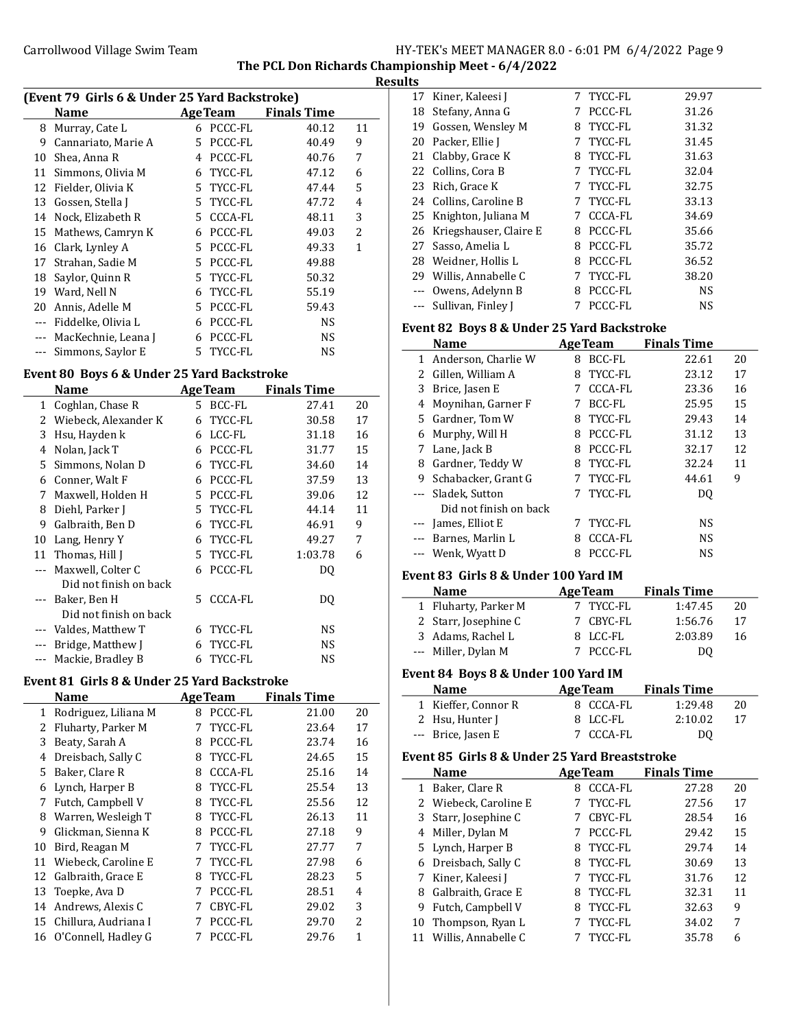## The PCL Don Richards Championship Meet - 6/4/2022

### Results

#### (Event 79 Girls 6 & Under 25 Yard Backstroke)

| | Name | Age | Team | Finals Time | |
|---|---|---|---|---|---|
| 8 | Murray, Cate L | 6 | PCCC-FL | 40.12 | 11 |
| 9 | Cannariato, Marie A | 5 | PCCC-FL | 40.49 | 9 |
| 10 | Shea, Anna R | 4 | PCCC-FL | 40.76 | 7 |
| 11 | Simmons, Olivia M | 6 | TYCC-FL | 47.12 | 6 |
| 12 | Fielder, Olivia K | 5 | TYCC-FL | 47.44 | 5 |
| 13 | Gossen, Stella J | 5 | TYCC-FL | 47.72 | 4 |
| 14 | Nock, Elizabeth R | 5 | CCCA-FL | 48.11 | 3 |
| 15 | Mathews, Camryn K | 6 | PCCC-FL | 49.03 | 2 |
| 16 | Clark, Lynley A | 5 | PCCC-FL | 49.33 | 1 |
| 17 | Strahan, Sadie M | 5 | PCCC-FL | 49.88 | |
| 18 | Saylor, Quinn R | 5 | TYCC-FL | 50.32 | |
| 19 | Ward, Nell N | 6 | TYCC-FL | 55.19 | |
| 20 | Annis, Adelle M | 5 | PCCC-FL | 59.43 | |
| --- | Fiddelke, Olivia L | 6 | PCCC-FL | NS | |
| --- | MacKechnie, Leana J | 6 | PCCC-FL | NS | |
| --- | Simmons, Saylor E | 5 | TYCC-FL | NS | |

#### Event 80 Boys 6 & Under 25 Yard Backstroke

| | Name | Age | Team | Finals Time | |
|---|---|---|---|---|---|
| 1 | Coghlan, Chase R | 5 | BCC-FL | 27.41 | 20 |
| 2 | Wiebeck, Alexander K | 6 | TYCC-FL | 30.58 | 17 |
| 3 | Hsu, Hayden k | 6 | LCC-FL | 31.18 | 16 |
| 4 | Nolan, Jack T | 6 | PCCC-FL | 31.77 | 15 |
| 5 | Simmons, Nolan D | 6 | TYCC-FL | 34.60 | 14 |
| 6 | Conner, Walt F | 6 | PCCC-FL | 37.59 | 13 |
| 7 | Maxwell, Holden H | 5 | PCCC-FL | 39.06 | 12 |
| 8 | Diehl, Parker J | 5 | TYCC-FL | 44.14 | 11 |
| 9 | Galbraith, Ben D | 6 | TYCC-FL | 46.91 | 9 |
| 10 | Lang, Henry Y | 6 | TYCC-FL | 49.27 | 7 |
| 11 | Thomas, Hill J | 5 | TYCC-FL | 1:03.78 | 6 |
| --- | Maxwell, Colter C | 6 | PCCC-FL | DQ | |
| | Did not finish on back | | | | |
| --- | Baker, Ben H | 5 | CCCA-FL | DQ | |
| | Did not finish on back | | | | |
| --- | Valdes, Matthew T | 6 | TYCC-FL | NS | |
| --- | Bridge, Matthew J | 6 | TYCC-FL | NS | |
| --- | Mackie, Bradley B | 6 | TYCC-FL | NS | |

#### Event 81 Girls 8 & Under 25 Yard Backstroke

| | Name | Age | Team | Finals Time | |
|---|---|---|---|---|---|
| 1 | Rodriguez, Liliana M | 8 | PCCC-FL | 21.00 | 20 |
| 2 | Fluharty, Parker M | 7 | TYCC-FL | 23.64 | 17 |
| 3 | Beaty, Sarah A | 8 | PCCC-FL | 23.74 | 16 |
| 4 | Dreisbach, Sally C | 8 | TYCC-FL | 24.65 | 15 |
| 5 | Baker, Clare R | 8 | CCCA-FL | 25.16 | 14 |
| 6 | Lynch, Harper B | 8 | TYCC-FL | 25.54 | 13 |
| 7 | Futch, Campbell V | 8 | TYCC-FL | 25.56 | 12 |
| 8 | Warren, Wesleigh T | 8 | TYCC-FL | 26.13 | 11 |
| 9 | Glickman, Sienna K | 8 | PCCC-FL | 27.18 | 9 |
| 10 | Bird, Reagan M | 7 | TYCC-FL | 27.77 | 7 |
| 11 | Wiebeck, Caroline E | 7 | TYCC-FL | 27.98 | 6 |
| 12 | Galbraith, Grace E | 8 | TYCC-FL | 28.23 | 5 |
| 13 | Toepke, Ava D | 7 | PCCC-FL | 28.51 | 4 |
| 14 | Andrews, Alexis C | 7 | CBYC-FL | 29.02 | 3 |
| 15 | Chillura, Audriana I | 7 | PCCC-FL | 29.70 | 2 |
| 16 | O'Connell, Hadley G | 7 | PCCC-FL | 29.76 | 1 |
| 17 | Kiner, Kaleesi J | 7 | TYCC-FL | 29.97 | |
| 18 | Stefany, Anna G | 7 | PCCC-FL | 31.26 | |
| 19 | Gossen, Wensley M | 8 | TYCC-FL | 31.32 | |
| 20 | Packer, Ellie J | 7 | TYCC-FL | 31.45 | |
| 21 | Clabby, Grace K | 8 | TYCC-FL | 31.63 | |
| 22 | Collins, Cora B | 7 | TYCC-FL | 32.04 | |
| 23 | Rich, Grace K | 7 | TYCC-FL | 32.75 | |
| 24 | Collins, Caroline B | 7 | TYCC-FL | 33.13 | |
| 25 | Knighton, Juliana M | 7 | CCCA-FL | 34.69 | |
| 26 | Kriegshauser, Claire E | 8 | PCCC-FL | 35.66 | |
| 27 | Sasso, Amelia L | 8 | PCCC-FL | 35.72 | |
| 28 | Weidner, Hollis L | 8 | PCCC-FL | 36.52 | |
| 29 | Willis, Annabelle C | 7 | TYCC-FL | 38.20 | |
| --- | Owens, Adelynn B | 8 | PCCC-FL | NS | |
| --- | Sullivan, Finley J | 7 | PCCC-FL | NS | |

#### Event 82 Boys 8 & Under 25 Yard Backstroke

| | Name | Age | Team | Finals Time | |
|---|---|---|---|---|---|
| 1 | Anderson, Charlie W | 8 | BCC-FL | 22.61 | 20 |
| 2 | Gillen, William A | 8 | TYCC-FL | 23.12 | 17 |
| 3 | Brice, Jasen E | 7 | CCCA-FL | 23.36 | 16 |
| 4 | Moynihan, Garner F | 7 | BCC-FL | 25.95 | 15 |
| 5 | Gardner, Tom W | 8 | TYCC-FL | 29.43 | 14 |
| 6 | Murphy, Will H | 8 | PCCC-FL | 31.12 | 13 |
| 7 | Lane, Jack B | 8 | PCCC-FL | 32.17 | 12 |
| 8 | Gardner, Teddy W | 8 | TYCC-FL | 32.24 | 11 |
| 9 | Schabacker, Grant G | 7 | TYCC-FL | 44.61 | 9 |
| --- | Sladek, Sutton | 7 | TYCC-FL | DQ | |
| | Did not finish on back | | | | |
| --- | James, Elliot E | 7 | TYCC-FL | NS | |
| --- | Barnes, Marlin L | 8 | CCCA-FL | NS | |
| --- | Wenk, Wyatt D | 8 | PCCC-FL | NS | |

#### Event 83 Girls 8 & Under 100 Yard IM

| | Name | Age | Team | Finals Time | |
|---|---|---|---|---|---|
| 1 | Fluharty, Parker M | 7 | TYCC-FL | 1:47.45 | 20 |
| 2 | Starr, Josephine C | 7 | CBYC-FL | 1:56.76 | 17 |
| 3 | Adams, Rachel L | 8 | LCC-FL | 2:03.89 | 16 |
| --- | Miller, Dylan M | 7 | PCCC-FL | DQ | |

#### Event 84 Boys 8 & Under 100 Yard IM

| | Name | Age | Team | Finals Time | |
|---|---|---|---|---|---|
| 1 | Kieffer, Connor R | 8 | CCCA-FL | 1:29.48 | 20 |
| 2 | Hsu, Hunter J | 8 | LCC-FL | 2:10.02 | 17 |
| --- | Brice, Jasen E | 7 | CCCA-FL | DQ | |

#### Event 85 Girls 8 & Under 25 Yard Breaststroke

| | Name | Age | Team | Finals Time | |
|---|---|---|---|---|---|
| 1 | Baker, Clare R | 8 | CCCA-FL | 27.28 | 20 |
| 2 | Wiebeck, Caroline E | 7 | TYCC-FL | 27.56 | 17 |
| 3 | Starr, Josephine C | 7 | CBYC-FL | 28.54 | 16 |
| 4 | Miller, Dylan M | 7 | PCCC-FL | 29.42 | 15 |
| 5 | Lynch, Harper B | 8 | TYCC-FL | 29.74 | 14 |
| 6 | Dreisbach, Sally C | 8 | TYCC-FL | 30.69 | 13 |
| 7 | Kiner, Kaleesi J | 7 | TYCC-FL | 31.76 | 12 |
| 8 | Galbraith, Grace E | 8 | TYCC-FL | 32.31 | 11 |
| 9 | Futch, Campbell V | 8 | TYCC-FL | 32.63 | 9 |
| 10 | Thompson, Ryan L | 7 | TYCC-FL | 34.02 | 7 |
| 11 | Willis, Annabelle C | 7 | TYCC-FL | 35.78 | 6 |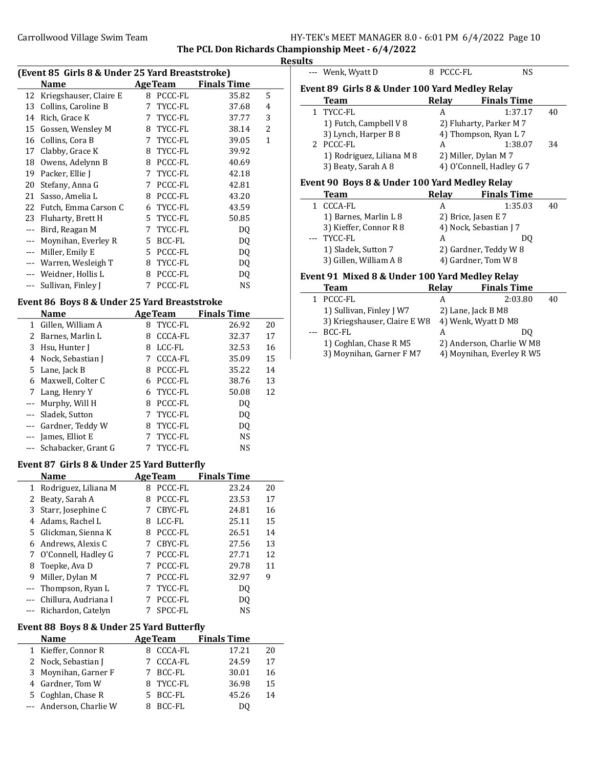## (Event 85 Girls 8 & Under 25 Yard Breaststroke)

| | Name | Age | Team | Finals Time | |
|---|---|---|---|---|---|
| 12 | Kriegshauser, Claire E | 8 | PCCC-FL | 35.82 | 5 |
| 13 | Collins, Caroline B | 7 | TYCC-FL | 37.68 | 4 |
| 14 | Rich, Grace K | 7 | TYCC-FL | 37.77 | 3 |
| 15 | Gossen, Wensley M | 8 | TYCC-FL | 38.14 | 2 |
| 16 | Collins, Cora B | 7 | TYCC-FL | 39.05 | 1 |
| 17 | Clabby, Grace K | 8 | TYCC-FL | 39.92 | |
| 18 | Owens, Adelynn B | 8 | PCCC-FL | 40.69 | |
| 19 | Packer, Ellie J | 7 | TYCC-FL | 42.18 | |
| 20 | Stefany, Anna G | 7 | PCCC-FL | 42.81 | |
| 21 | Sasso, Amelia L | 8 | PCCC-FL | 43.20 | |
| 22 | Futch, Emma Carson C | 6 | TYCC-FL | 43.59 | |
| 23 | Fluharty, Brett H | 5 | TYCC-FL | 50.85 | |
| --- | Bird, Reagan M | 7 | TYCC-FL | DQ | |
| --- | Moynihan, Everley R | 5 | BCC-FL | DQ | |
| --- | Miller, Emily E | 5 | PCCC-FL | DQ | |
| --- | Warren, Wesleigh T | 8 | TYCC-FL | DQ | |
| --- | Weidner, Hollis L | 8 | PCCC-FL | DQ | |
| --- | Sullivan, Finley J | 7 | PCCC-FL | NS | |

## Event 86 Boys 8 & Under 25 Yard Breaststroke

| | Name | Age | Team | Finals Time | |
|---|---|---|---|---|---|
| 1 | Gillen, William A | 8 | TYCC-FL | 26.92 | 20 |
| 2 | Barnes, Marlin L | 8 | CCCA-FL | 32.37 | 17 |
| 3 | Hsu, Hunter J | 8 | LCC-FL | 32.53 | 16 |
| 4 | Nock, Sebastian J | 7 | CCCA-FL | 35.09 | 15 |
| 5 | Lane, Jack B | 8 | PCCC-FL | 35.22 | 14 |
| 6 | Maxwell, Colter C | 6 | PCCC-FL | 38.76 | 13 |
| 7 | Lang, Henry Y | 6 | TYCC-FL | 50.08 | 12 |
| --- | Murphy, Will H | 8 | PCCC-FL | DQ | |
| --- | Sladek, Sutton | 7 | TYCC-FL | DQ | |
| --- | Gardner, Teddy W | 8 | TYCC-FL | DQ | |
| --- | James, Elliot E | 7 | TYCC-FL | NS | |
| --- | Schabacker, Grant G | 7 | TYCC-FL | NS | |

## Event 87 Girls 8 & Under 25 Yard Butterfly

| | Name | Age | Team | Finals Time | |
|---|---|---|---|---|---|
| 1 | Rodriguez, Liliana M | 8 | PCCC-FL | 23.24 | 20 |
| 2 | Beaty, Sarah A | 8 | PCCC-FL | 23.53 | 17 |
| 3 | Starr, Josephine C | 7 | CBYC-FL | 24.81 | 16 |
| 4 | Adams, Rachel L | 8 | LCC-FL | 25.11 | 15 |
| 5 | Glickman, Sienna K | 8 | PCCC-FL | 26.51 | 14 |
| 6 | Andrews, Alexis C | 7 | CBYC-FL | 27.56 | 13 |
| 7 | O'Connell, Hadley G | 7 | PCCC-FL | 27.71 | 12 |
| 8 | Toepke, Ava D | 7 | PCCC-FL | 29.78 | 11 |
| 9 | Miller, Dylan M | 7 | PCCC-FL | 32.97 | 9 |
| --- | Thompson, Ryan L | 7 | TYCC-FL | DQ | |
| --- | Chillura, Audriana I | 7 | PCCC-FL | DQ | |
| --- | Richardon, Catelyn | 7 | SPCC-FL | NS | |

## Event 88 Boys 8 & Under 25 Yard Butterfly

| | Name | Age | Team | Finals Time | |
|---|---|---|---|---|---|
| 1 | Kieffer, Connor R | 8 | CCCA-FL | 17.21 | 20 |
| 2 | Nock, Sebastian J | 7 | CCCA-FL | 24.59 | 17 |
| 3 | Moynihan, Garner F | 7 | BCC-FL | 30.01 | 16 |
| 4 | Gardner, Tom W | 8 | TYCC-FL | 36.98 | 15 |
| 5 | Coghlan, Chase R | 5 | BCC-FL | 45.26 | 14 |
| --- | Anderson, Charlie W | 8 | BCC-FL | DQ | |
| --- | Wenk, Wyatt D | 8 | PCCC-FL | NS | |

## Event 89 Girls 8 & Under 100 Yard Medley Relay

| | Team | Relay | Finals Time | |
|---|---|---|---|---|
| 1 | TYCC-FL | A | 1:37.17 | 40 |
| | 1) Futch, Campbell V 8 | 2) Fluharty, Parker M 7 | | |
| | 3) Lynch, Harper B 8 | 4) Thompson, Ryan L 7 | | |
| 2 | PCCC-FL | A | 1:38.07 | 34 |
| | 1) Rodriguez, Liliana M 8 | 2) Miller, Dylan M 7 | | |
| | 3) Beaty, Sarah A 8 | 4) O'Connell, Hadley G 7 | | |

## Event 90 Boys 8 & Under 100 Yard Medley Relay

| | Team | Relay | Finals Time | |
|---|---|---|---|---|
| 1 | CCCA-FL | A | 1:35.03 | 40 |
| | 1) Barnes, Marlin L 8 | 2) Brice, Jasen E 7 | | |
| | 3) Kieffer, Connor R 8 | 4) Nock, Sebastian J 7 | | |
| --- | TYCC-FL | A | DQ | |
| | 1) Sladek, Sutton 7 | 2) Gardner, Teddy W 8 | | |
| | 3) Gillen, William A 8 | 4) Gardner, Tom W 8 | | |

## Event 91 Mixed 8 & Under 100 Yard Medley Relay

| | Team | Relay | Finals Time | |
|---|---|---|---|---|
| 1 | PCCC-FL | A | 2:03.80 | 40 |
| | 1) Sullivan, Finley J W7 | 2) Lane, Jack B M8 | | |
| | 3) Kriegshauser, Claire E W8 | 4) Wenk, Wyatt D M8 | | |
| --- | BCC-FL | A | DQ | |
| | 1) Coghlan, Chase R M5 | 2) Anderson, Charlie W M8 | | |
| | 3) Moynihan, Garner F M7 | 4) Moynihan, Everley R W5 | | |